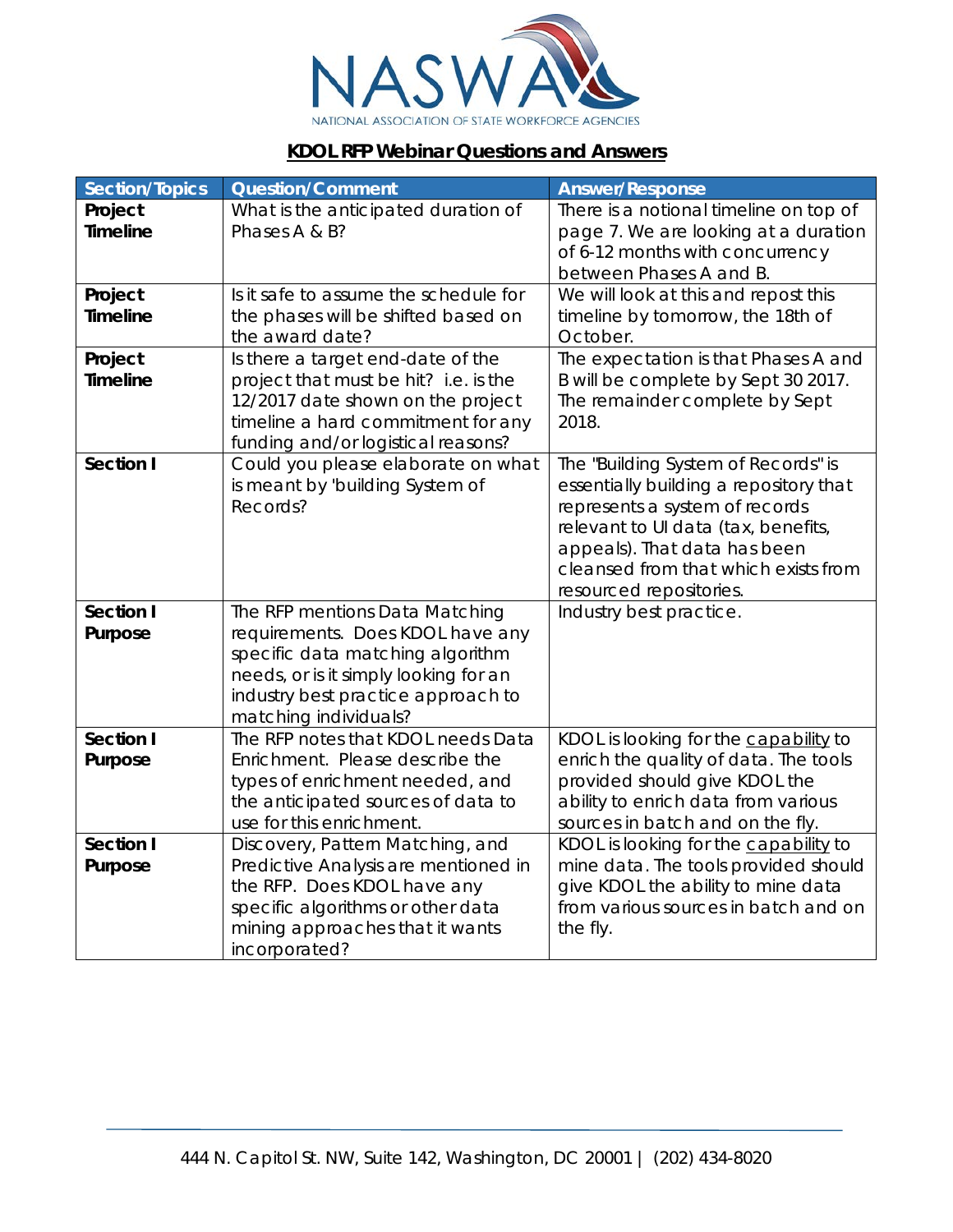NASWA
NATIONAL ASSOCIATION OF STATE WORKFORCE AGENCIES

## KDOL RFP Webinar Questions and Answers

| Section/Topics | Question/Comment | Answer/Response |
| --- | --- | --- |
| **Project Timeline** | What is the anticipated duration of Phases A & B? | There is a notional timeline on top of page 7. We are looking at a duration of 6-12 months with concurrency between Phases A and B. |
| **Project Timeline** | Is it safe to assume the schedule for the phases will be shifted based on the award date? | We will look at this and repost this timeline by tomorrow, the 18th of October. |
| **Project Timeline** | Is there a target end-date of the project that must be hit? i.e. is the 12/2017 date shown on the project timeline a hard commitment for any funding and/or logistical reasons? | The expectation is that Phases A and B will be complete by Sept 30 2017. The remainder complete by Sept 2018. |
| **Section I** | Could you please elaborate on what is meant by 'building System of Records? | The "Building System of Records" is essentially building a repository that represents a system of records relevant to UI data (tax, benefits, appeals). That data has been cleansed from that which exists from resourced repositories. |
| **Section I Purpose** | The RFP mentions Data Matching requirements. Does KDOL have any specific data matching algorithm needs, or is it simply looking for an industry best practice approach to matching individuals? | Industry best practice. |
| **Section I Purpose** | The RFP notes that KDOL needs Data Enrichment. Please describe the types of enrichment needed, and the anticipated sources of data to use for this enrichment. | KDOL is looking for the capability to enrich the quality of data. The tools provided should give KDOL the ability to enrich data from various sources in batch and on the fly. |
| **Section I Purpose** | Discovery, Pattern Matching, and Predictive Analysis are mentioned in the RFP. Does KDOL have any specific algorithms or other data mining approaches that it wants incorporated? | KDOL is looking for the capability to mine data. The tools provided should give KDOL the ability to mine data from various sources in batch and on the fly. |

444 N. Capitol St. NW, Suite 142, Washington, DC 20001 | (202) 434-8020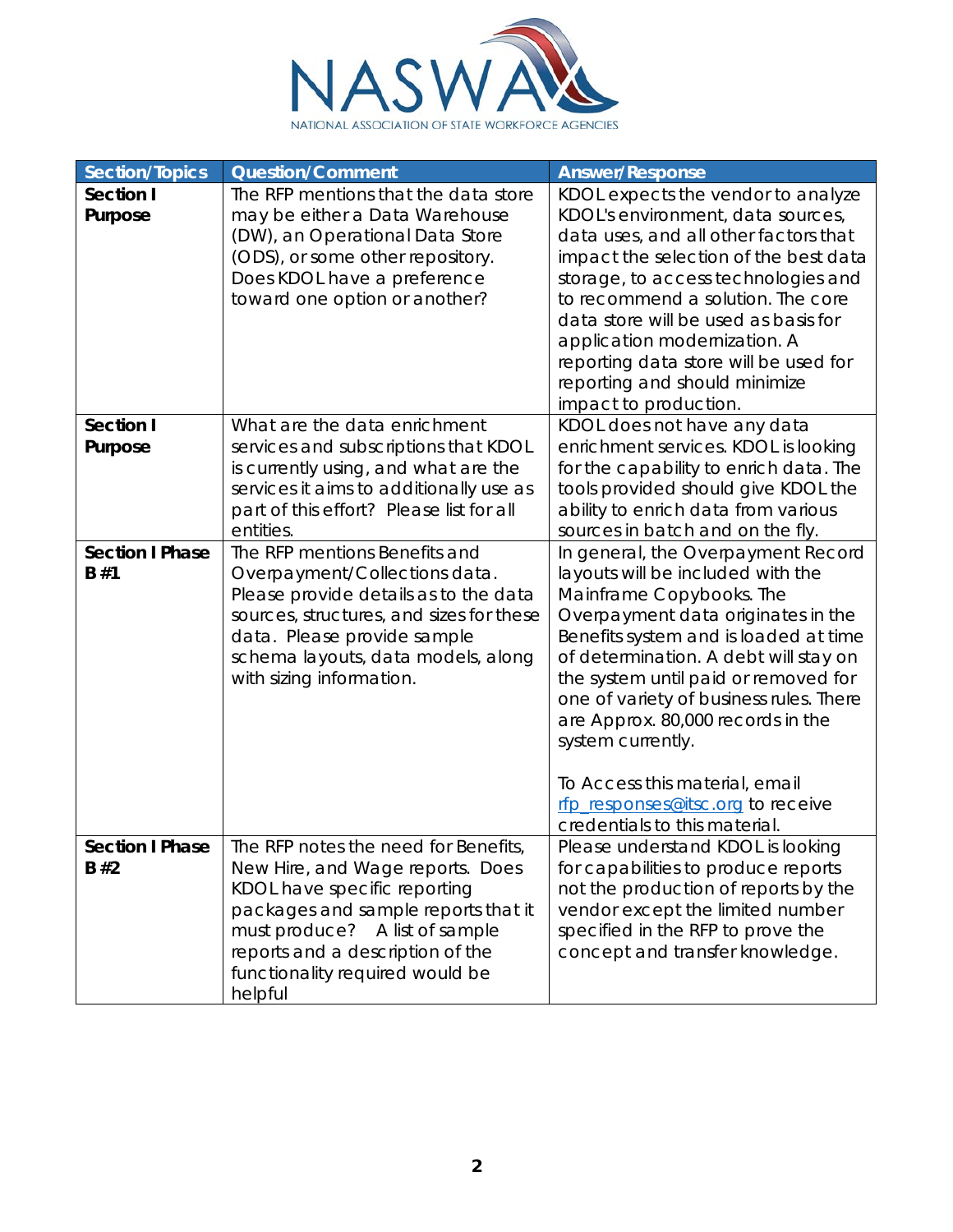| Section/Topics | Question/Comment | Answer/Response |
|---|---|---|
| **Section I Purpose** | The RFP mentions that the data store may be either a Data Warehouse (DW), an Operational Data Store (ODS), or some other repository. Does KDOL have a preference toward one option or another? | KDOL expects the vendor to analyze KDOL's environment, data sources, data uses, and all other factors that impact the selection of the best data storage, to access technologies and to recommend a solution. The core data store will be used as basis for application modernization. A reporting data store will be used for reporting and should minimize impact to production. |
| **Section I Purpose** | What are the data enrichment services and subscriptions that KDOL is currently using, and what are the services it aims to additionally use as part of this effort? Please list for all entities. | KDOL does not have any data enrichment services. KDOL is looking for the capability to enrich data. The tools provided should give KDOL the ability to enrich data from various sources in batch and on the fly. |
| **Section I Phase B #1** | The RFP mentions Benefits and Overpayment/Collections data. Please provide details as to the data sources, structures, and sizes for these data. Please provide sample schema layouts, data models, along with sizing information. | In general, the Overpayment Record layouts will be included with the Mainframe Copybooks. The Overpayment data originates in the Benefits system and is loaded at time of determination. A debt will stay on the system until paid or removed for one of variety of business rules. There are Approx. 80,000 records in the system currently.<br><br>To Access this material, email rfp_responses@itsc.org to receive credentials to this material. |
| **Section I Phase B #2** | The RFP notes the need for Benefits, New Hire, and Wage reports. Does KDOL have specific reporting packages and sample reports that it must produce? A list of sample reports and a description of the functionality required would be helpful | Please understand KDOL is looking for capabilities to produce reports not the production of reports by the vendor except the limited number specified in the RFP to prove the concept and transfer knowledge. |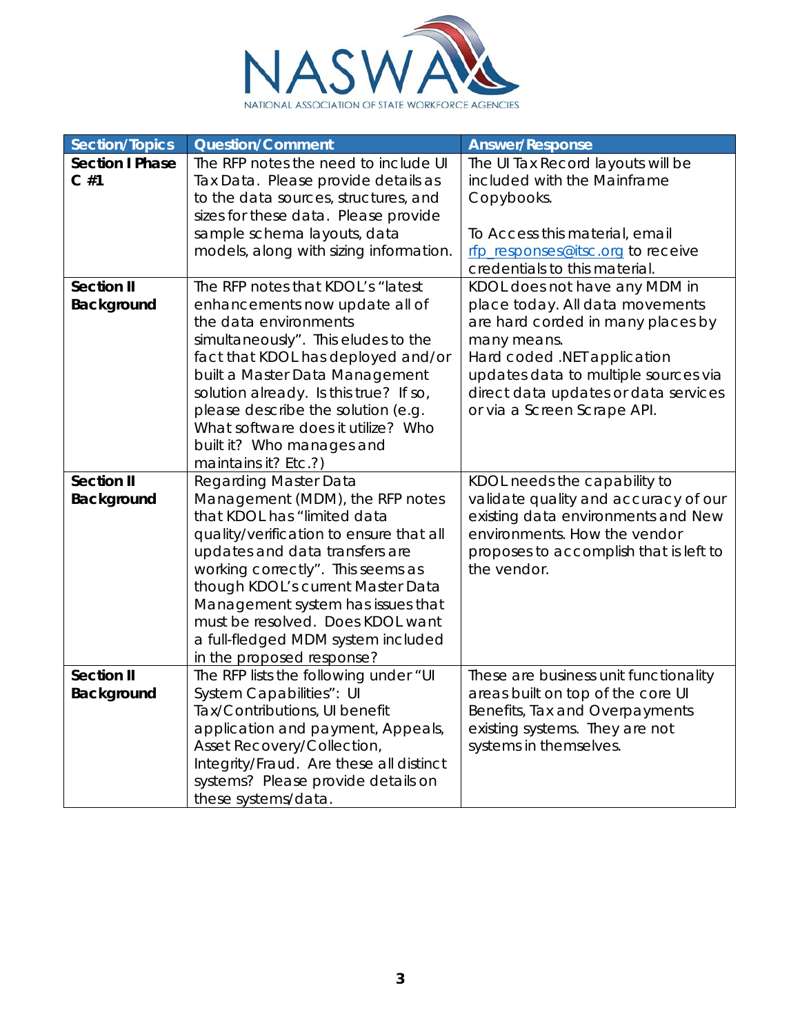| Section/Topics | Question/Comment | Answer/Response |
|---|---|---|
| **Section I Phase C #1** | The RFP notes the need to include UI Tax Data. Please provide details as to the data sources, structures, and sizes for these data. Please provide sample schema layouts, data models, along with sizing information. | The UI Tax Record layouts will be included with the Mainframe Copybooks.<br><br>To Access this material, email rfp_responses@itsc.org to receive credentials to this material. |
| **Section II Background** | The RFP notes that KDOL's "latest enhancements now update all of the data environments simultaneously". This eludes to the fact that KDOL has deployed and/or built a Master Data Management solution already. Is this true? If so, please describe the solution (e.g. What software does it utilize? Who built it? Who manages and maintains it? Etc.?) | KDOL does not have any MDM in place today. All data movements are hard corded in many places by many means.<br>Hard coded .NET application updates data to multiple sources via direct data updates or data services or via a Screen Scrape API. |
| **Section II Background** | Regarding Master Data Management (MDM), the RFP notes that KDOL has "limited data quality/verification to ensure that all updates and data transfers are working correctly". This seems as though KDOL's current Master Data Management system has issues that must be resolved. Does KDOL want a full-fledged MDM system included in the proposed response? | KDOL needs the capability to validate quality and accuracy of our existing data environments and New environments. How the vendor proposes to accomplish that is left to the vendor. |
| **Section II Background** | The RFP lists the following under "UI System Capabilities": UI Tax/Contributions, UI benefit application and payment, Appeals, Asset Recovery/Collection, Integrity/Fraud. Are these all distinct systems? Please provide details on these systems/data. | These are business unit functionality areas built on top of the core UI Benefits, Tax and Overpayments existing systems. They are not systems in themselves. |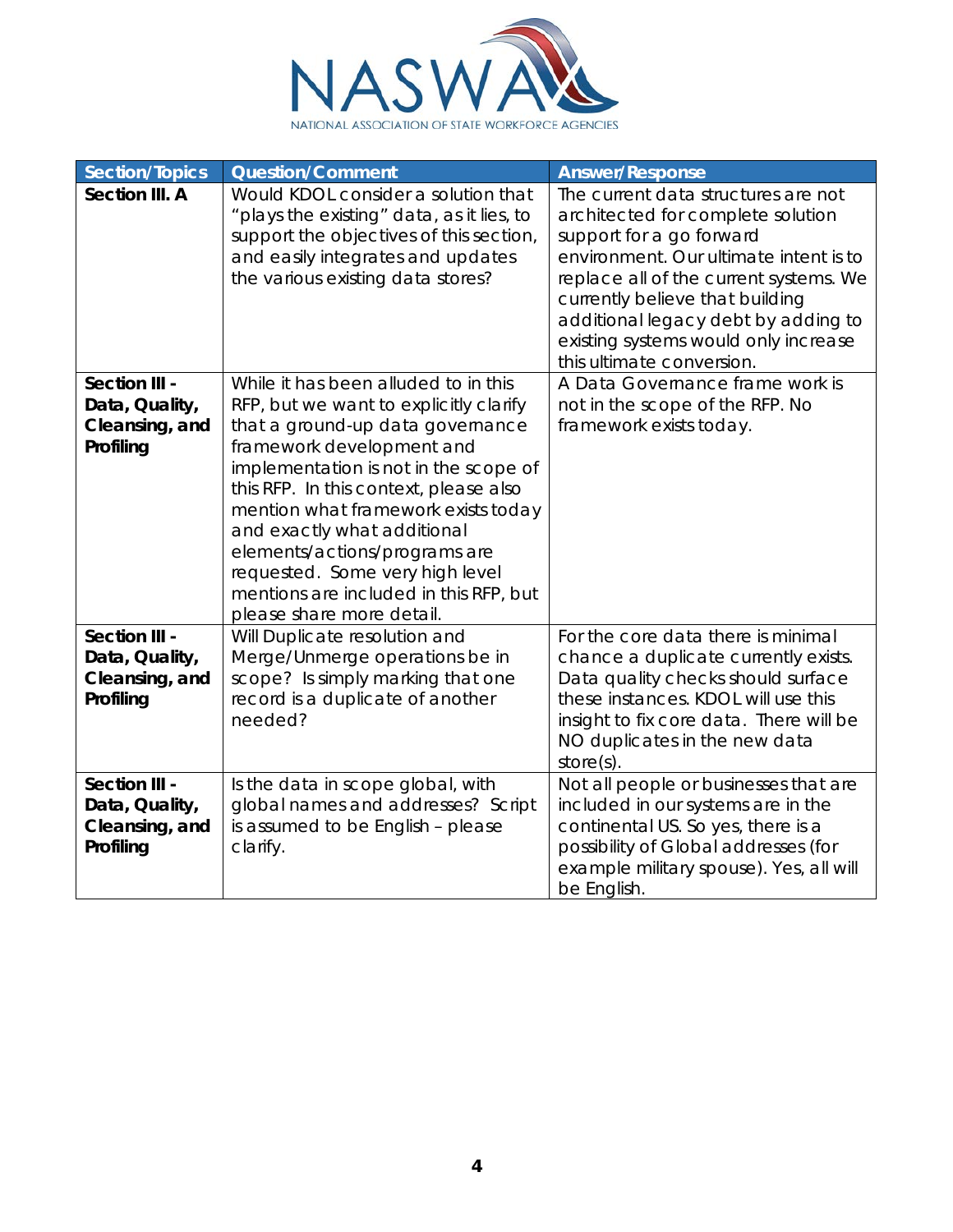| Section/Topics | Question/Comment | Answer/Response |
|---|---|---|
| **Section III. A** | Would KDOL consider a solution that "plays the existing" data, as it lies, to support the objectives of this section, and easily integrates and updates the various existing data stores? | The current data structures are not architected for complete solution support for a go forward environment. Our ultimate intent is to replace all of the current systems. We currently believe that building additional legacy debt by adding to existing systems would only increase this ultimate conversion. |
| **Section III - Data, Quality, Cleansing, and Profiling** | While it has been alluded to in this RFP, but we want to explicitly clarify that a ground-up data governance framework development and implementation is not in the scope of this RFP. In this context, please also mention what framework exists today and exactly what additional elements/actions/programs are requested. Some very high level mentions are included in this RFP, but please share more detail. | A Data Governance frame work is not in the scope of the RFP. No framework exists today. |
| **Section III - Data, Quality, Cleansing, and Profiling** | Will Duplicate resolution and Merge/Unmerge operations be in scope? Is simply marking that one record is a duplicate of another needed? | For the core data there is minimal chance a duplicate currently exists. Data quality checks should surface these instances. KDOL will use this insight to fix core data. There will be NO duplicates in the new data store(s). |
| **Section III - Data, Quality, Cleansing, and Profiling** | Is the data in scope global, with global names and addresses? Script is assumed to be English – please clarify. | Not all people or businesses that are included in our systems are in the continental US. So yes, there is a possibility of Global addresses (for example military spouse). Yes, all will be English. |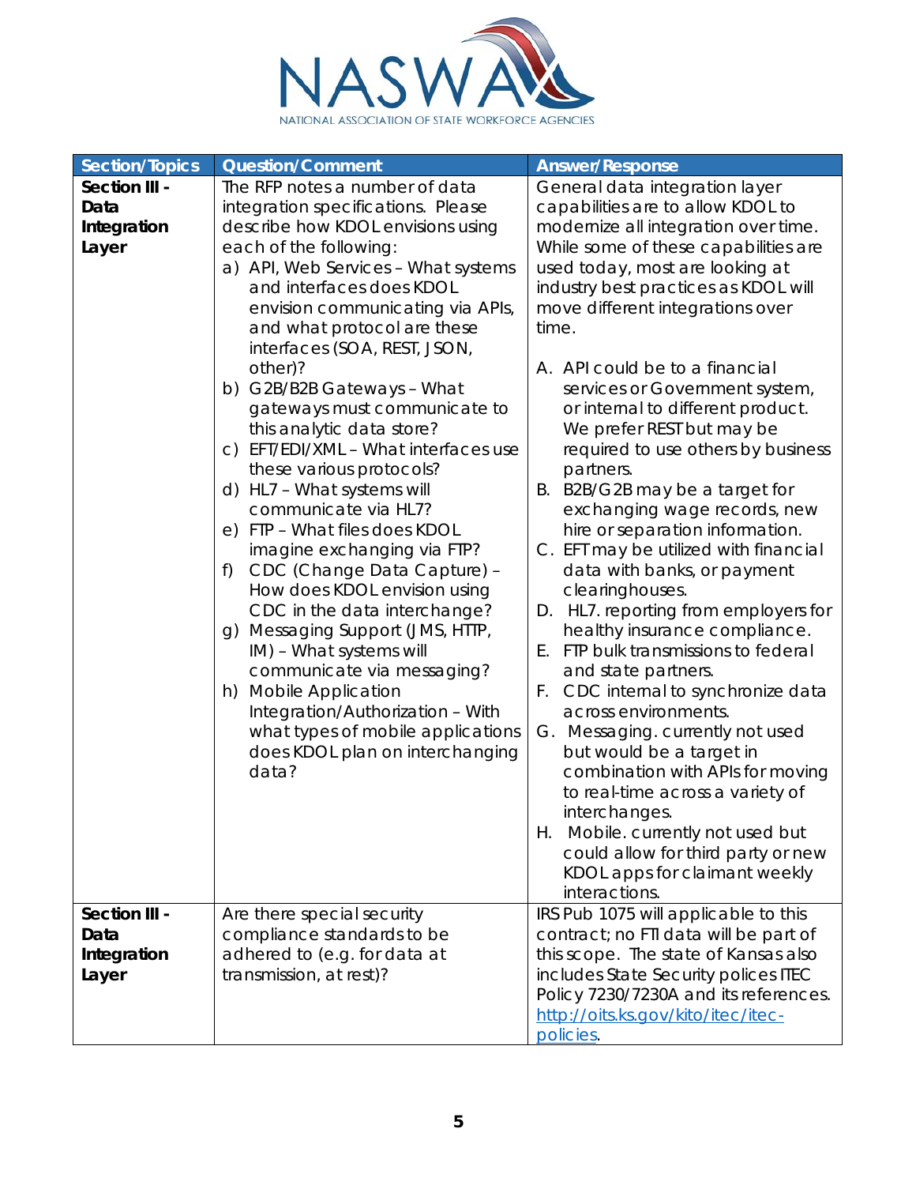| Section/Topics | Question/Comment | Answer/Response |
|---|---|---|
| **Section III - Data Integration Layer** | The RFP notes a number of data integration specifications. Please describe how KDOL envisions using each of the following:<br>a) API, Web Services – What systems and interfaces does KDOL envision communicating via APIs, and what protocol are these interfaces (SOA, REST, JSON, other)?<br>b) G2B/B2B Gateways – What gateways must communicate to this analytic data store?<br>c) EFT/EDI/XML – What interfaces use these various protocols?<br>d) HL7 – What systems will communicate via HL7?<br>e) FTP – What files does KDOL imagine exchanging via FTP?<br>f) CDC (Change Data Capture) – How does KDOL envision using CDC in the data interchange?<br>g) Messaging Support (JMS, HTTP, IM) – What systems will communicate via messaging?<br>h) Mobile Application Integration/Authorization – With what types of mobile applications does KDOL plan on interchanging data? | General data integration layer capabilities are to allow KDOL to modernize all integration over time. While some of these capabilities are used today, most are looking at industry best practices as KDOL will move different integrations over time.<br><br>A. API could be to a financial services or Government system, or internal to different product. We prefer REST but may be required to use others by business partners.<br>B. B2B/G2B may be a target for exchanging wage records, new hire or separation information.<br>C. EFT may be utilized with financial data with banks, or payment clearinghouses.<br>D. HL7. reporting from employers for healthy insurance compliance.<br>E. FTP bulk transmissions to federal and state partners.<br>F. CDC internal to synchronize data across environments.<br>G. Messaging. currently not used but would be a target in combination with APIs for moving to real-time across a variety of interchanges.<br>H. Mobile. currently not used but could allow for third party or new KDOL apps for claimant weekly interactions. |
| **Section III - Data Integration Layer** | Are there special security compliance standards to be adhered to (e.g. for data at transmission, at rest)? | IRS Pub 1075 will applicable to this contract; no FTI data will be part of this scope. The state of Kansas also includes State Security polices ITEC Policy 7230/7230A and its references. [http://oits.ks.gov/kito/itec/itec-policies](http://oits.ks.gov/kito/itec/itec-policies). |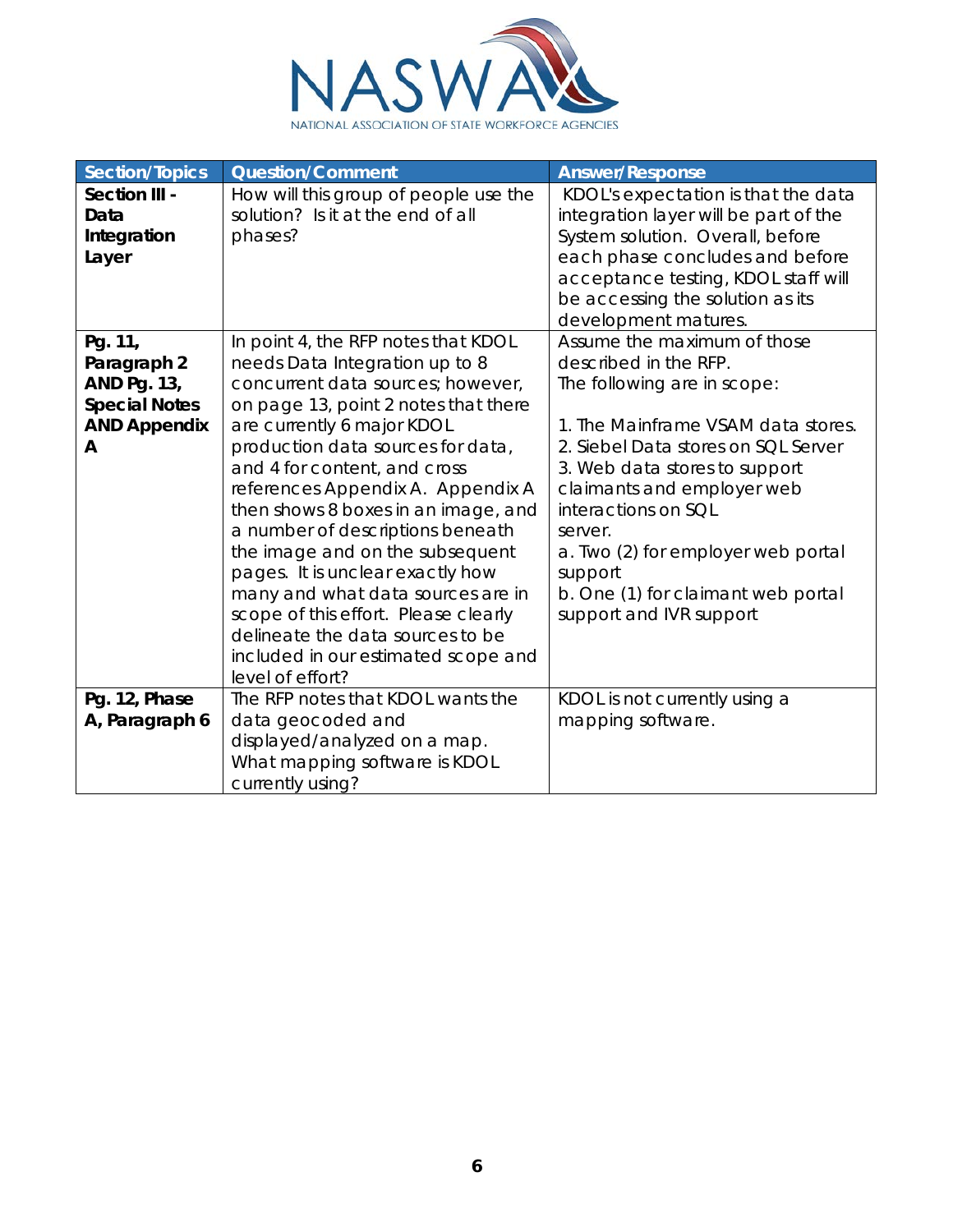| Section/Topics | Question/Comment | Answer/Response |
|---|---|---|
| **Section III - Data Integration Layer** | How will this group of people use the solution? Is it at the end of all phases? | KDOL's expectation is that the data integration layer will be part of the System solution. Overall, before each phase concludes and before acceptance testing, KDOL staff will be accessing the solution as its development matures. |
| **Pg. 11, Paragraph 2 AND Pg. 13, Special Notes AND Appendix A** | In point 4, the RFP notes that KDOL needs Data Integration up to 8 concurrent data sources; however, on page 13, point 2 notes that there are currently 6 major KDOL production data sources for data, and 4 for content, and cross references Appendix A. Appendix A then shows 8 boxes in an image, and a number of descriptions beneath the image and on the subsequent pages. It is unclear exactly how many and what data sources are in scope of this effort. Please clearly delineate the data sources to be included in our estimated scope and level of effort? | Assume the maximum of those described in the RFP.<br>The following are in scope:<br><br>1. The Mainframe VSAM data stores.<br>2. Siebel Data stores on SQL Server<br>3. Web data stores to support claimants and employer web interactions on SQL server.<br>a. Two (2) for employer web portal support<br>b. One (1) for claimant web portal support and IVR support |
| **Pg. 12, Phase A, Paragraph 6** | The RFP notes that KDOL wants the data geocoded and displayed/analyzed on a map. What mapping software is KDOL currently using? | KDOL is not currently using a mapping software. |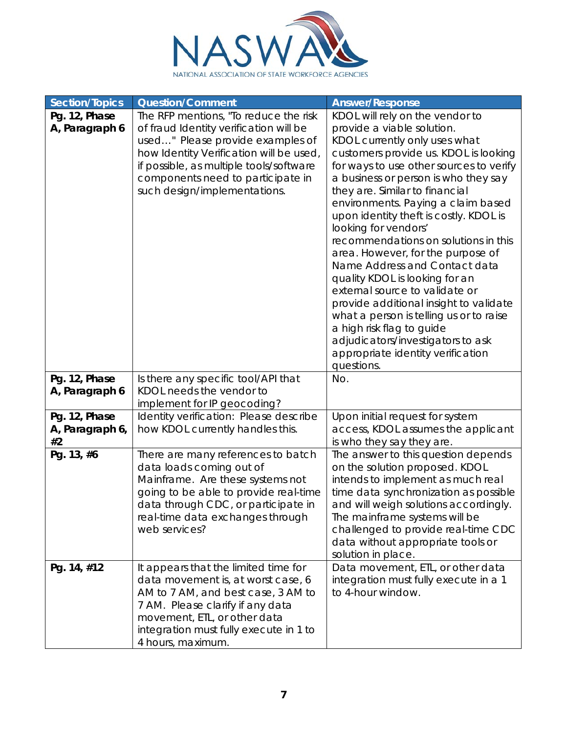| Section/Topics | Question/Comment | Answer/Response |
|---|---|---|
| **Pg. 12, Phase A, Paragraph 6** | The RFP mentions, "To reduce the risk of fraud Identity verification will be used…" Please provide examples of how Identity Verification will be used, if possible, as multiple tools/software components need to participate in such design/implementations. | KDOL will rely on the vendor to provide a viable solution. KDOL currently only uses what customers provide us. KDOL is looking for ways to use other sources to verify a business or person is who they say they are. Similar to financial environments. Paying a claim based upon identity theft is costly. KDOL is looking for vendors' recommendations on solutions in this area. However, for the purpose of Name Address and Contact data quality KDOL is looking for an external source to validate or provide additional insight to validate what a person is telling us or to raise a high risk flag to guide adjudicators/investigators to ask appropriate identity verification questions. |
| **Pg. 12, Phase A, Paragraph 6** | Is there any specific tool/API that KDOL needs the vendor to implement for IP geocoding? | No. |
| **Pg. 12, Phase A, Paragraph 6, #2** | Identity verification: Please describe how KDOL currently handles this. | Upon initial request for system access, KDOL assumes the applicant is who they say they are. |
| **Pg. 13, #6** | There are many references to batch data loads coming out of Mainframe. Are these systems not going to be able to provide real-time data through CDC, or participate in real-time data exchanges through web services? | The answer to this question depends on the solution proposed. KDOL intends to implement as much real time data synchronization as possible and will weigh solutions accordingly. The mainframe systems will be challenged to provide real-time CDC data without appropriate tools or solution in place. |
| **Pg. 14, #12** | It appears that the limited time for data movement is, at worst case, 6 AM to 7 AM, and best case, 3 AM to 7 AM. Please clarify if any data movement, ETL, or other data integration must fully execute in 1 to 4 hours, maximum. | Data movement, ETL, or other data integration must fully execute in a 1 to 4-hour window. |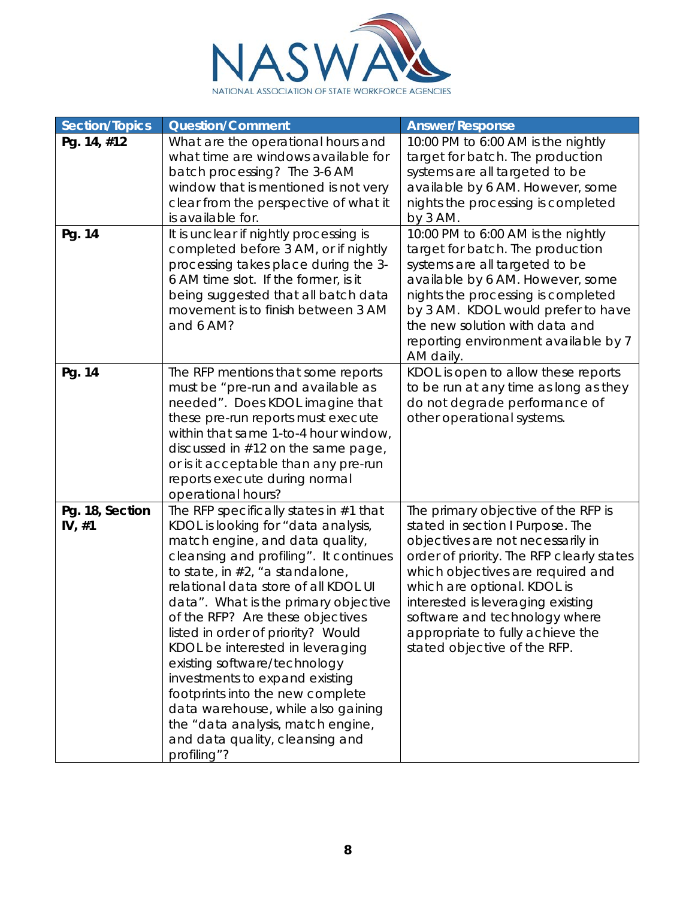| Section/Topics | Question/Comment | Answer/Response |
|---|---|---|
| **Pg. 14, #12** | What are the operational hours and what time are windows available for batch processing? The 3-6 AM window that is mentioned is not very clear from the perspective of what it is available for. | 10:00 PM to 6:00 AM is the nightly target for batch. The production systems are all targeted to be available by 6 AM. However, some nights the processing is completed by 3 AM. |
| **Pg. 14** | It is unclear if nightly processing is completed before 3 AM, or if nightly processing takes place during the 3-6 AM time slot. If the former, is it being suggested that all batch data movement is to finish between 3 AM and 6 AM? | 10:00 PM to 6:00 AM is the nightly target for batch. The production systems are all targeted to be available by 6 AM. However, some nights the processing is completed by 3 AM. KDOL would prefer to have the new solution with data and reporting environment available by 7 AM daily. |
| **Pg. 14** | The RFP mentions that some reports must be "pre-run and available as needed". Does KDOL imagine that these pre-run reports must execute within that same 1-to-4 hour window, discussed in #12 on the same page, or is it acceptable than any pre-run reports execute during normal operational hours? | KDOL is open to allow these reports to be run at any time as long as they do not degrade performance of other operational systems. |
| **Pg. 18, Section IV, #1** | The RFP specifically states in #1 that KDOL is looking for "data analysis, match engine, and data quality, cleansing and profiling". It continues to state, in #2, "a standalone, relational data store of all KDOL UI data". What is the primary objective of the RFP? Are these objectives listed in order of priority? Would KDOL be interested in leveraging existing software/technology investments to expand existing footprints into the new complete data warehouse, while also gaining the "data analysis, match engine, and data quality, cleansing and profiling"? | The primary objective of the RFP is stated in section I Purpose. The objectives are not necessarily in order of priority. The RFP clearly states which objectives are required and which are optional. KDOL is interested is leveraging existing software and technology where appropriate to fully achieve the stated objective of the RFP. |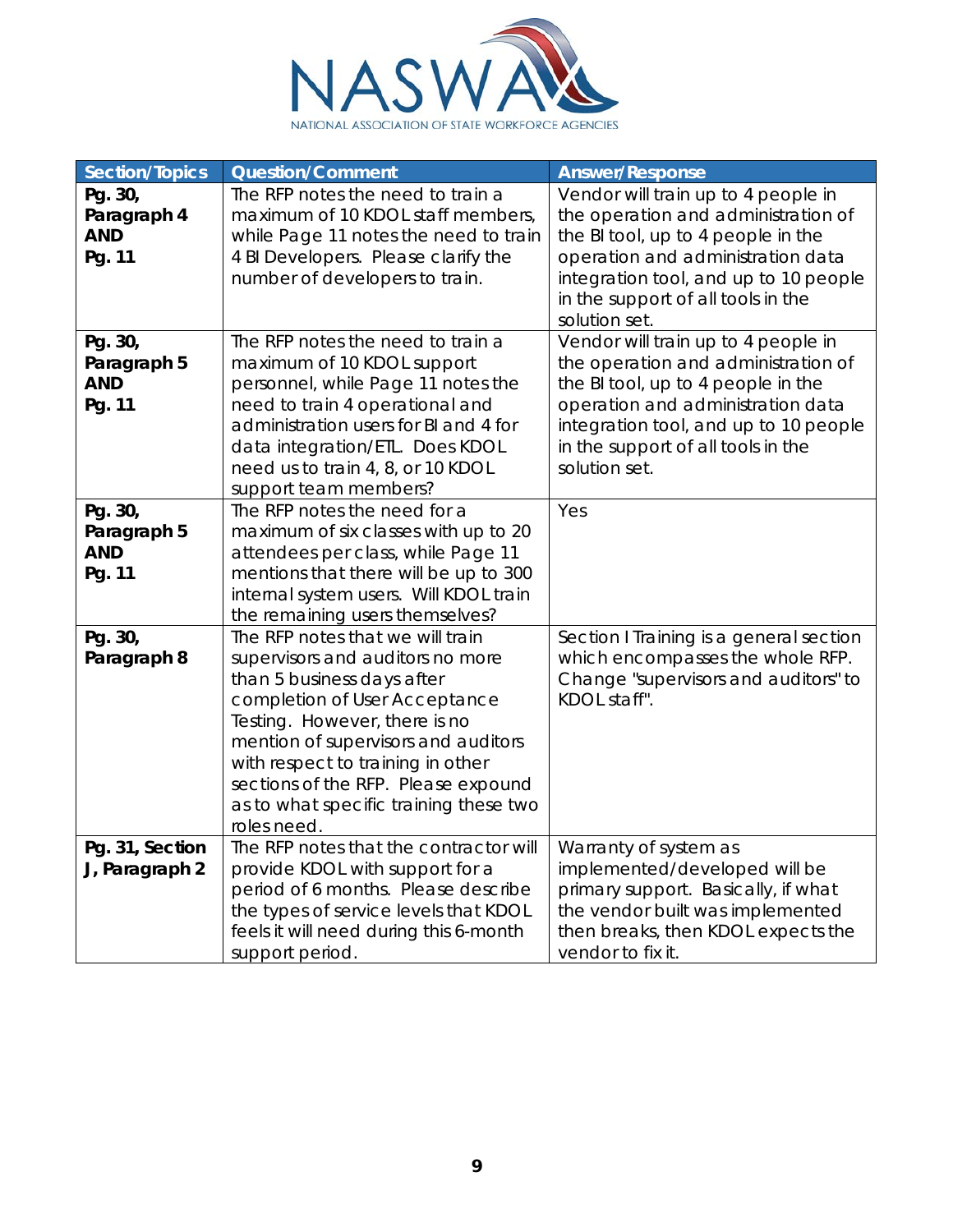| Section/Topics | Question/Comment | Answer/Response |
|---|---|---|
| **Pg. 30, Paragraph 4 AND Pg. 11** | The RFP notes the need to train a maximum of 10 KDOL staff members, while Page 11 notes the need to train 4 BI Developers. Please clarify the number of developers to train. | Vendor will train up to 4 people in the operation and administration of the BI tool, up to 4 people in the operation and administration data integration tool, and up to 10 people in the support of all tools in the solution set. |
| **Pg. 30, Paragraph 5 AND Pg. 11** | The RFP notes the need to train a maximum of 10 KDOL support personnel, while Page 11 notes the need to train 4 operational and administration users for BI and 4 for data integration/ETL. Does KDOL need us to train 4, 8, or 10 KDOL support team members? | Vendor will train up to 4 people in the operation and administration of the BI tool, up to 4 people in the operation and administration data integration tool, and up to 10 people in the support of all tools in the solution set. |
| **Pg. 30, Paragraph 5 AND Pg. 11** | The RFP notes the need for a maximum of six classes with up to 20 attendees per class, while Page 11 mentions that there will be up to 300 internal system users. Will KDOL train the remaining users themselves? | Yes |
| **Pg. 30, Paragraph 8** | The RFP notes that we will train supervisors and auditors no more than 5 business days after completion of User Acceptance Testing. However, there is no mention of supervisors and auditors with respect to training in other sections of the RFP. Please expound as to what specific training these two roles need. | Section I Training is a general section which encompasses the whole RFP. Change "supervisors and auditors" to KDOL staff". |
| **Pg. 31, Section J, Paragraph 2** | The RFP notes that the contractor will provide KDOL with support for a period of 6 months. Please describe the types of service levels that KDOL feels it will need during this 6-month support period. | Warranty of system as implemented/developed will be primary support. Basically, if what the vendor built was implemented then breaks, then KDOL expects the vendor to fix it. |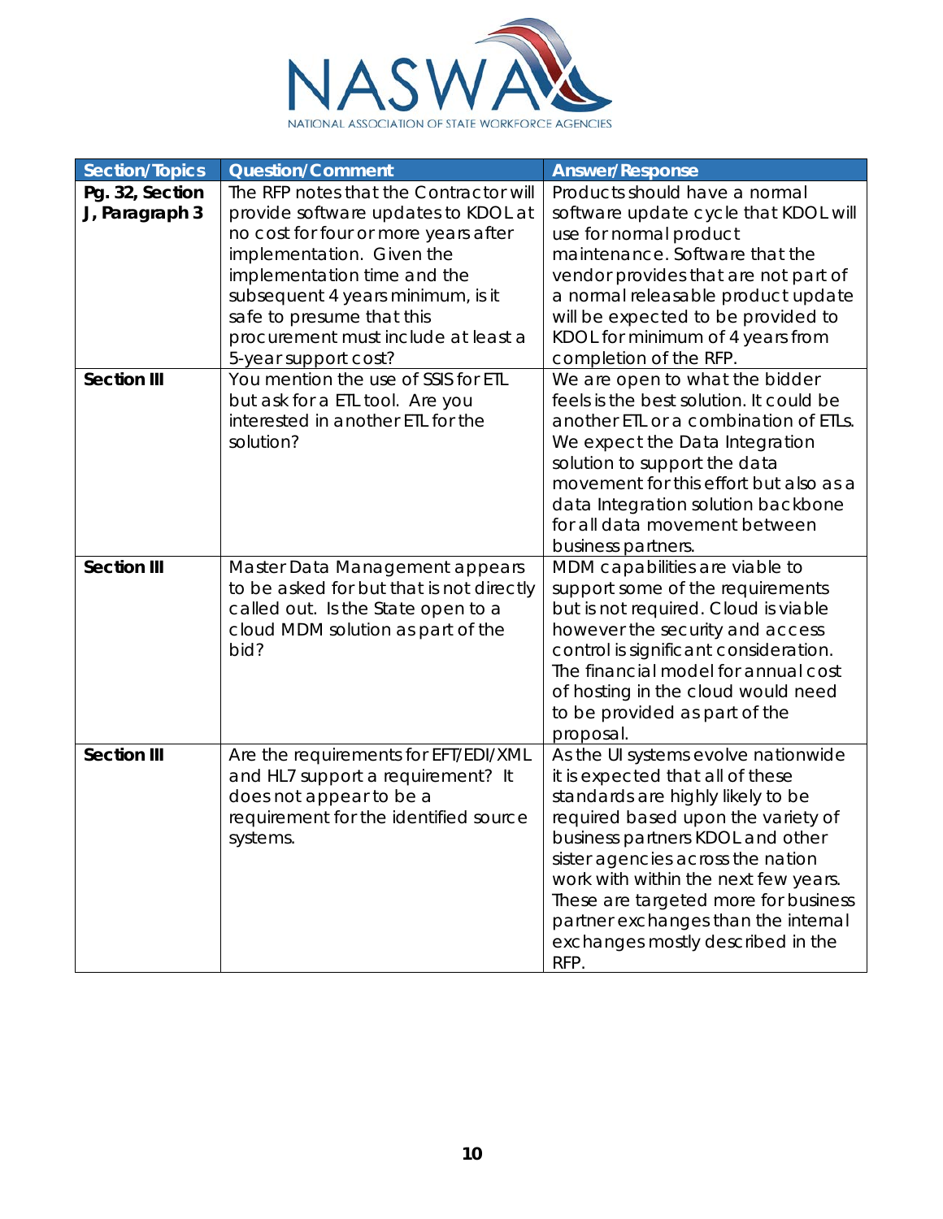| Section/Topics | Question/Comment | Answer/Response |
|---|---|---|
| **Pg. 32, Section J, Paragraph 3** | The RFP notes that the Contractor will provide software updates to KDOL at no cost for four or more years after implementation. Given the implementation time and the subsequent 4 years minimum, is it safe to presume that this procurement must include at least a 5-year support cost? | Products should have a normal software update cycle that KDOL will use for normal product maintenance. Software that the vendor provides that are not part of a normal releasable product update will be expected to be provided to KDOL for minimum of 4 years from completion of the RFP. |
| **Section III** | You mention the use of SSIS for ETL but ask for a ETL tool. Are you interested in another ETL for the solution? | We are open to what the bidder feels is the best solution. It could be another ETL or a combination of ETLs. We expect the Data Integration solution to support the data movement for this effort but also as a data Integration solution backbone for all data movement between business partners. |
| **Section III** | Master Data Management appears to be asked for but that is not directly called out. Is the State open to a cloud MDM solution as part of the bid? | MDM capabilities are viable to support some of the requirements but is not required. Cloud is viable however the security and access control is significant consideration. The financial model for annual cost of hosting in the cloud would need to be provided as part of the proposal. |
| **Section III** | Are the requirements for EFT/EDI/XML and HL7 support a requirement? It does not appear to be a requirement for the identified source systems. | As the UI systems evolve nationwide it is expected that all of these standards are highly likely to be required based upon the variety of business partners KDOL and other sister agencies across the nation work with within the next few years. These are targeted more for business partner exchanges than the internal exchanges mostly described in the RFP. |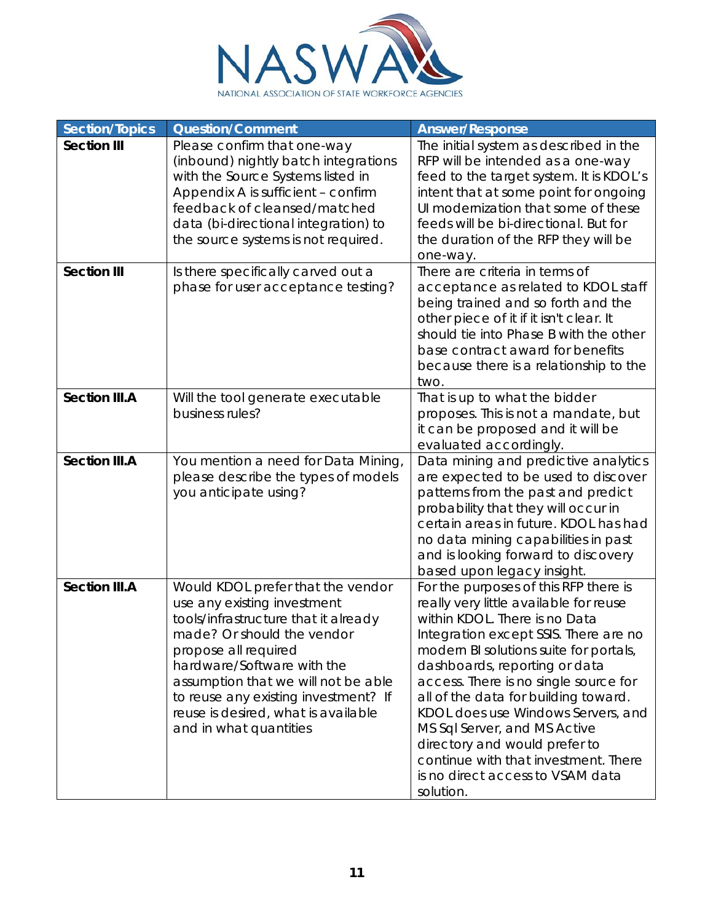| Section/Topics | Question/Comment | Answer/Response |
| --- | --- | --- |
| **Section III** | Please confirm that one-way (inbound) nightly batch integrations with the Source Systems listed in Appendix A is sufficient – confirm feedback of cleansed/matched data (bi-directional integration) to the source systems is not required. | The initial system as described in the RFP will be intended as a one-way feed to the target system. It is KDOL's intent that at some point for ongoing UI modernization that some of these feeds will be bi-directional. But for the duration of the RFP they will be one-way. |
| **Section III** | Is there specifically carved out a phase for user acceptance testing? | There are criteria in terms of acceptance as related to KDOL staff being trained and so forth and the other piece of it if it isn't clear. It should tie into Phase B with the other base contract award for benefits because there is a relationship to the two. |
| **Section III.A** | Will the tool generate executable business rules? | That is up to what the bidder proposes. This is not a mandate, but it can be proposed and it will be evaluated accordingly. |
| **Section III.A** | You mention a need for Data Mining, please describe the types of models you anticipate using? | Data mining and predictive analytics are expected to be used to discover patterns from the past and predict probability that they will occur in certain areas in future. KDOL has had no data mining capabilities in past and is looking forward to discovery based upon legacy insight. |
| **Section III.A** | Would KDOL prefer that the vendor use any existing investment tools/infrastructure that it already made? Or should the vendor propose all required hardware/Software with the assumption that we will not be able to reuse any existing investment? If reuse is desired, what is available and in what quantities | For the purposes of this RFP there is really very little available for reuse within KDOL. There is no Data Integration except SSIS. There are no modern BI solutions suite for portals, dashboards, reporting or data access. There is no single source for all of the data for building toward. KDOL does use Windows Servers, and MS Sql Server, and MS Active directory and would prefer to continue with that investment. There is no direct access to VSAM data solution. |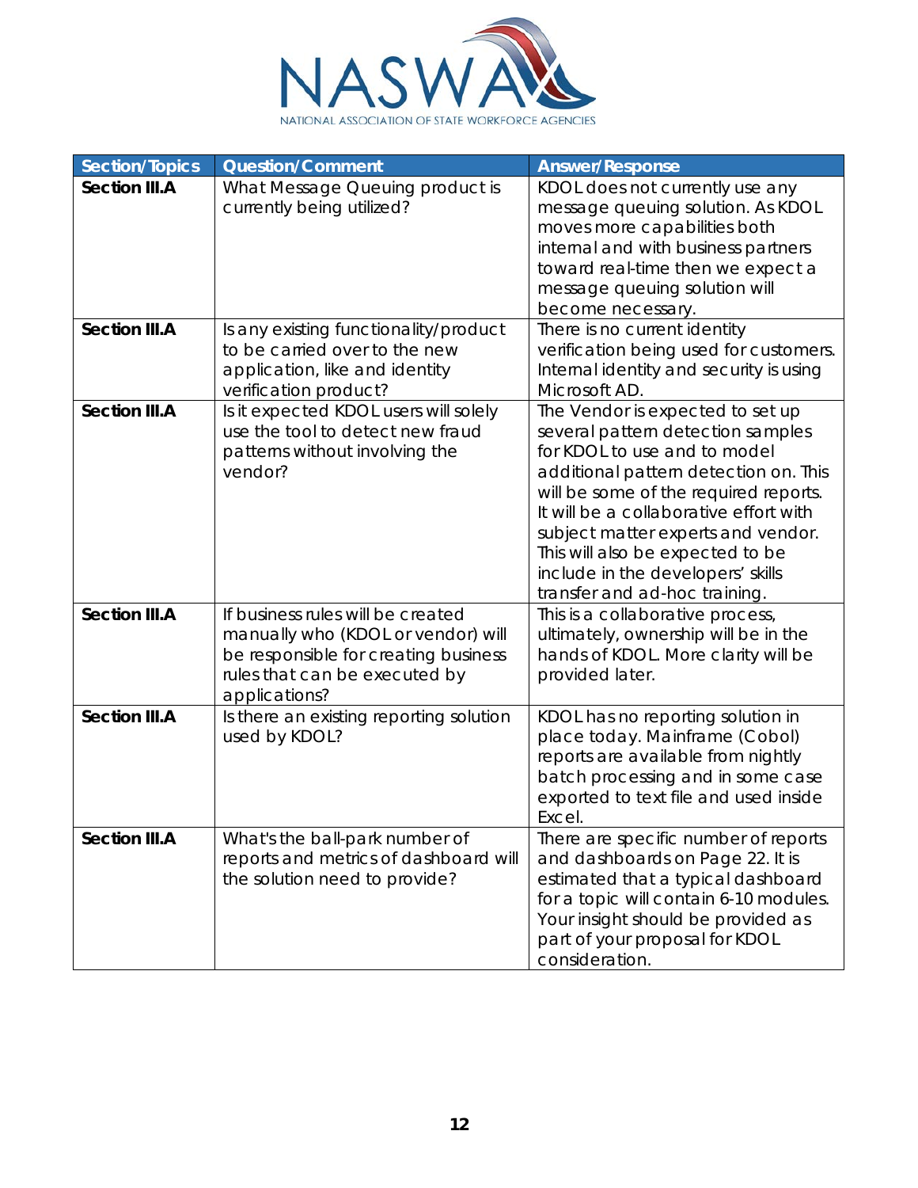| Section/Topics | Question/Comment | Answer/Response |
|---|---|---|
| **Section III.A** | What Message Queuing product is currently being utilized? | KDOL does not currently use any message queuing solution. As KDOL moves more capabilities both internal and with business partners toward real-time then we expect a message queuing solution will become necessary. |
| **Section III.A** | Is any existing functionality/product to be carried over to the new application, like and identity verification product? | There is no current identity verification being used for customers. Internal identity and security is using Microsoft AD. |
| **Section III.A** | Is it expected KDOL users will solely use the tool to detect new fraud patterns without involving the vendor? | The Vendor is expected to set up several pattern detection samples for KDOL to use and to model additional pattern detection on. This will be some of the required reports. It will be a collaborative effort with subject matter experts and vendor. This will also be expected to be include in the developers' skills transfer and ad-hoc training. |
| **Section III.A** | If business rules will be created manually who (KDOL or vendor) will be responsible for creating business rules that can be executed by applications? | This is a collaborative process, ultimately, ownership will be in the hands of KDOL. More clarity will be provided later. |
| **Section III.A** | Is there an existing reporting solution used by KDOL? | KDOL has no reporting solution in place today. Mainframe (Cobol) reports are available from nightly batch processing and in some case exported to text file and used inside Excel. |
| **Section III.A** | What's the ball-park number of reports and metrics of dashboard will the solution need to provide? | There are specific number of reports and dashboards on Page 22. It is estimated that a typical dashboard for a topic will contain 6-10 modules. Your insight should be provided as part of your proposal for KDOL consideration. |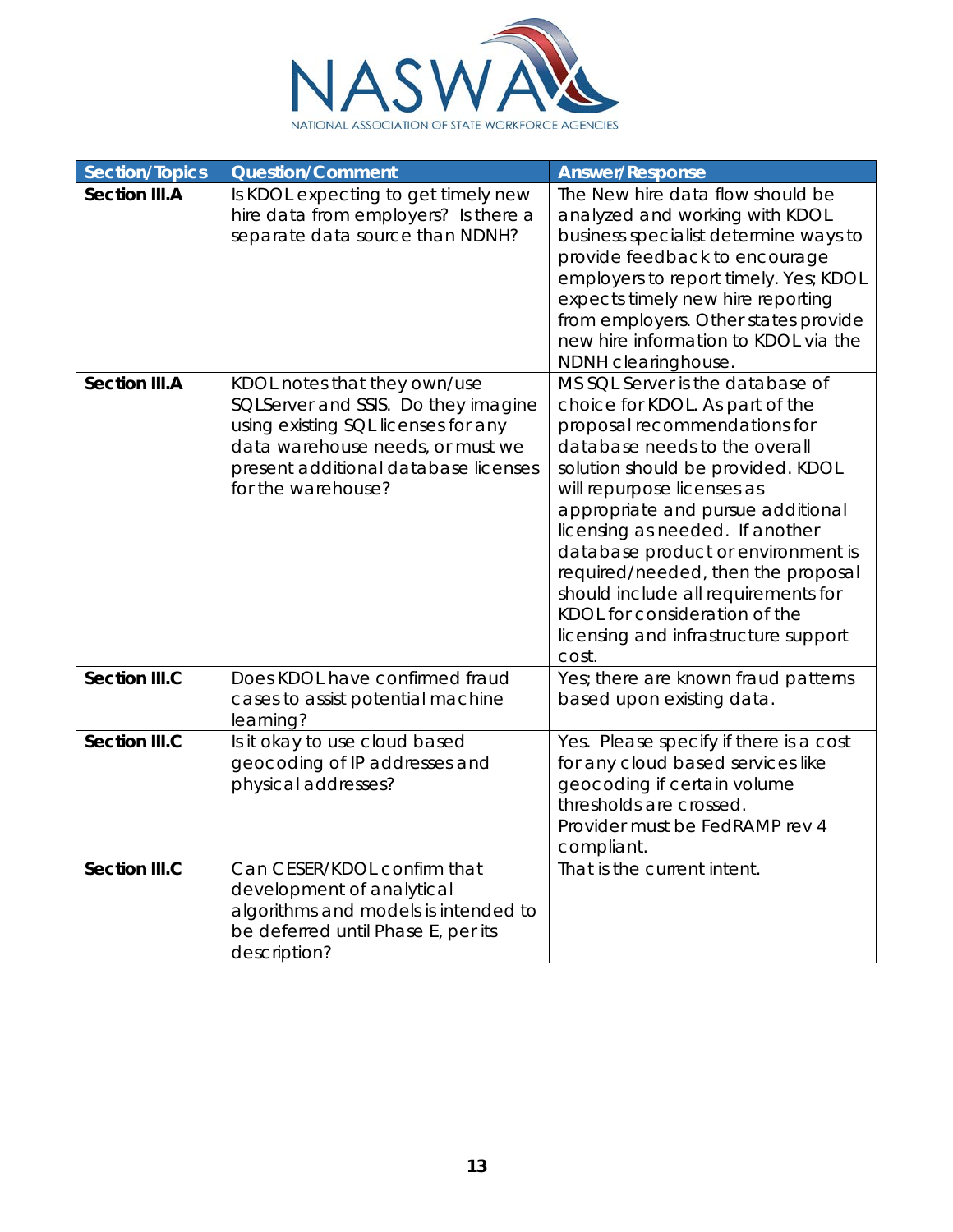| Section/Topics | Question/Comment | Answer/Response |
|---|---|---|
| **Section III.A** | Is KDOL expecting to get timely new hire data from employers? Is there a separate data source than NDNH? | The New hire data flow should be analyzed and working with KDOL business specialist determine ways to provide feedback to encourage employers to report timely. Yes; KDOL expects timely new hire reporting from employers. Other states provide new hire information to KDOL via the NDNH clearinghouse. |
| **Section III.A** | KDOL notes that they own/use SQLServer and SSIS. Do they imagine using existing SQL licenses for any data warehouse needs, or must we present additional database licenses for the warehouse? | MS SQL Server is the database of choice for KDOL. As part of the proposal recommendations for database needs to the overall solution should be provided. KDOL will repurpose licenses as appropriate and pursue additional licensing as needed. If another database product or environment is required/needed, then the proposal should include all requirements for KDOL for consideration of the licensing and infrastructure support cost. |
| **Section III.C** | Does KDOL have confirmed fraud cases to assist potential machine learning? | Yes; there are known fraud patterns based upon existing data. |
| **Section III.C** | Is it okay to use cloud based geocoding of IP addresses and physical addresses? | Yes. Please specify if there is a cost for any cloud based services like geocoding if certain volume thresholds are crossed.<br>Provider must be FedRAMP rev 4 compliant. |
| **Section III.C** | Can CESER/KDOL confirm that development of analytical algorithms and models is intended to be deferred until Phase E, per its description? | That is the current intent. |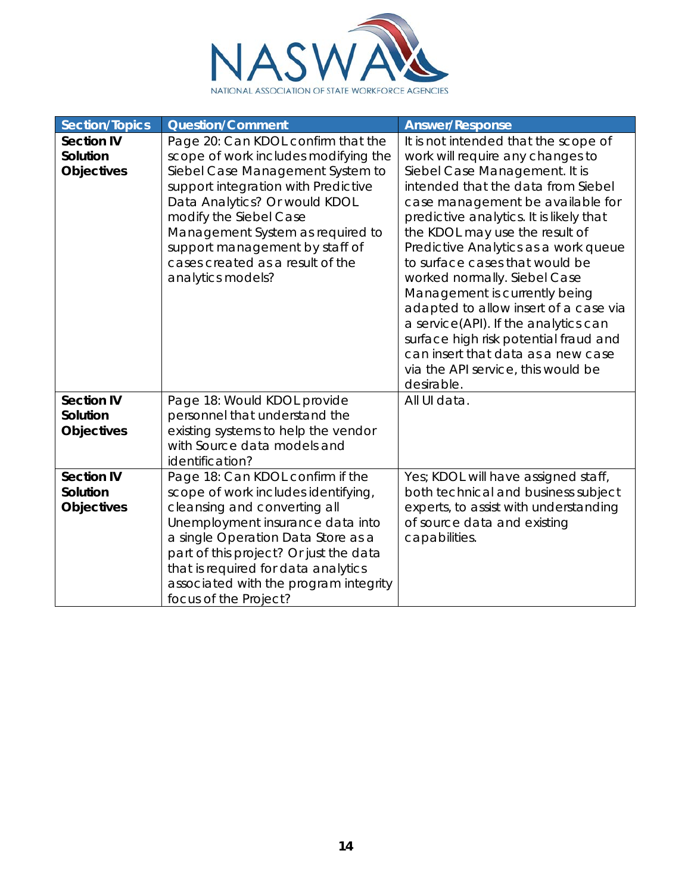| Section/Topics | Question/Comment | Answer/Response |
| --- | --- | --- |
| **Section IV Solution Objectives** | Page 20: Can KDOL confirm that the scope of work includes modifying the Siebel Case Management System to support integration with Predictive Data Analytics? Or would KDOL modify the Siebel Case Management System as required to support management by staff of cases created as a result of the analytics models? | It is not intended that the scope of work will require any changes to Siebel Case Management. It is intended that the data from Siebel case management be available for predictive analytics. It is likely that the KDOL may use the result of Predictive Analytics as a work queue to surface cases that would be worked normally. Siebel Case Management is currently being adapted to allow insert of a case via a service(API). If the analytics can surface high risk potential fraud and can insert that data as a new case via the API service, this would be desirable. |
| **Section IV Solution Objectives** | Page 18: Would KDOL provide personnel that understand the existing systems to help the vendor with Source data models and identification? | All UI data. |
| **Section IV Solution Objectives** | Page 18: Can KDOL confirm if the scope of work includes identifying, cleansing and converting all Unemployment insurance data into a single Operation Data Store as a part of this project? Or just the data that is required for data analytics associated with the program integrity focus of the Project? | Yes; KDOL will have assigned staff, both technical and business subject experts, to assist with understanding of source data and existing capabilities. |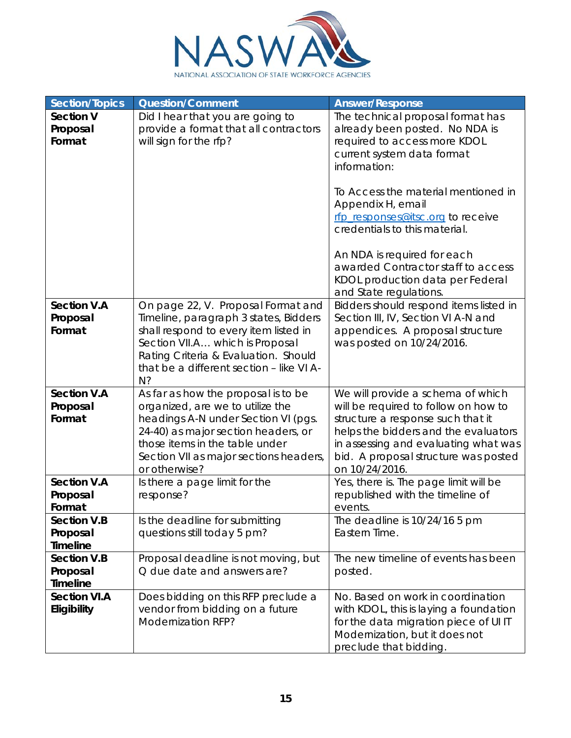| Section/Topics | Question/Comment | Answer/Response |
|---|---|---|
| **Section V Proposal Format** | Did I hear that you are going to provide a format that all contractors will sign for the rfp? | The technical proposal format has already been posted. No NDA is required to access more KDOL current system data format information:<br><br>To Access the material mentioned in Appendix H, email rfp_responses@itsc.org to receive credentials to this material.<br><br>An NDA is required for each awarded Contractor staff to access KDOL production data per Federal and State regulations. |
| **Section V.A Proposal Format** | On page 22, V. Proposal Format and Timeline, paragraph 3 states, Bidders shall respond to every item listed in Section VII.A… which is Proposal Rating Criteria & Evaluation. Should that be a different section – like VI A-N? | Bidders should respond items listed in Section III, IV, Section VI A-N and appendices. A proposal structure was posted on 10/24/2016. |
| **Section V.A Proposal Format** | As far as how the proposal is to be organized, are we to utilize the headings A-N under Section VI (pgs. 24-40) as major section headers, or those items in the table under Section VII as major sections headers, or otherwise? | We will provide a schema of which will be required to follow on how to structure a response such that it helps the bidders and the evaluators in assessing and evaluating what was bid. A proposal structure was posted on 10/24/2016. |
| **Section V.A Proposal Format** | Is there a page limit for the response? | Yes, there is. The page limit will be republished with the timeline of events. |
| **Section V.B Proposal Timeline** | Is the deadline for submitting questions still today 5 pm? | The deadline is 10/24/16 5 pm Eastern Time. |
| **Section V.B Proposal Timeline** | Proposal deadline is not moving, but Q due date and answers are? | The new timeline of events has been posted. |
| **Section VI.A Eligibility** | Does bidding on this RFP preclude a vendor from bidding on a future Modernization RFP? | No. Based on work in coordination with KDOL, this is laying a foundation for the data migration piece of UI IT Modernization, but it does not preclude that bidding. |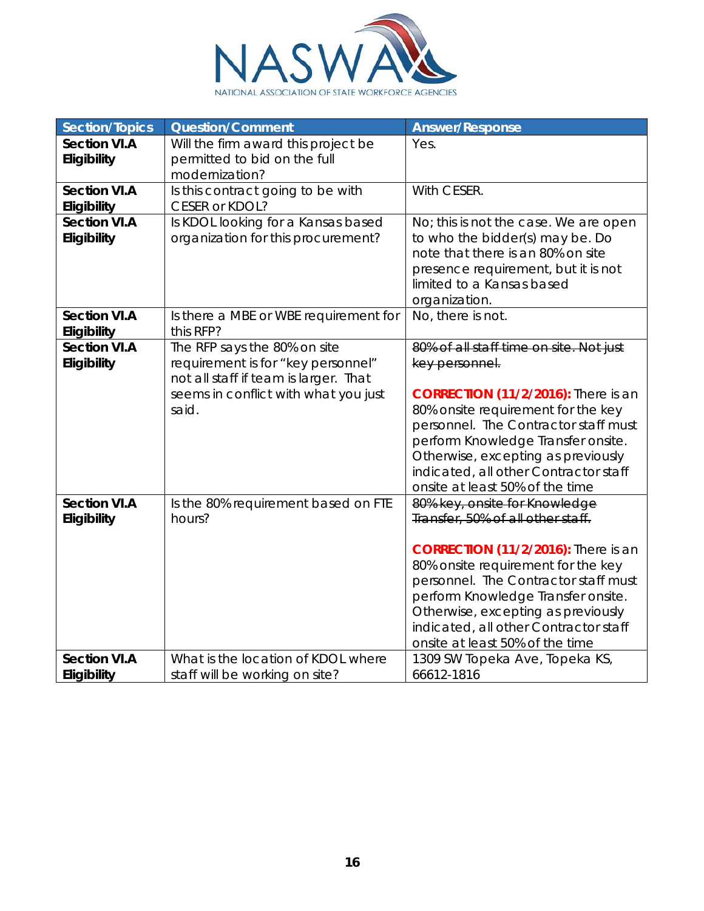| Section/Topics | Question/Comment | Answer/Response |
|---|---|---|
| **Section VI.A Eligibility** | Will the firm award this project be permitted to bid on the full modernization? | Yes. |
| **Section VI.A Eligibility** | Is this contract going to be with CESER or KDOL? | With CESER. |
| **Section VI.A Eligibility** | Is KDOL looking for a Kansas based organization for this procurement? | No; this is not the case. We are open to who the bidder(s) may be. Do note that there is an 80% on site presence requirement, but it is not limited to a Kansas based organization. |
| **Section VI.A Eligibility** | Is there a MBE or WBE requirement for this RFP? | No, there is not. |
| **Section VI.A Eligibility** | The RFP says the 80% on site requirement is for "key personnel" not all staff if team is larger. That seems in conflict with what you just said. | ~~80% of all staff time on site. Not just key personnel.~~ <br><br> **CORRECTION (11/2/2016):** There is an 80% onsite requirement for the key personnel. The Contractor staff must perform Knowledge Transfer onsite. Otherwise, excepting as previously indicated, all other Contractor staff onsite at least 50% of the time |
| **Section VI.A Eligibility** | Is the 80% requirement based on FTE hours? | ~~80% key, onsite for Knowledge Transfer, 50% of all other staff.~~ <br><br> **CORRECTION (11/2/2016):** There is an 80% onsite requirement for the key personnel. The Contractor staff must perform Knowledge Transfer onsite. Otherwise, excepting as previously indicated, all other Contractor staff onsite at least 50% of the time |
| **Section VI.A Eligibility** | What is the location of KDOL where staff will be working on site? | 1309 SW Topeka Ave, Topeka KS, 66612-1816 |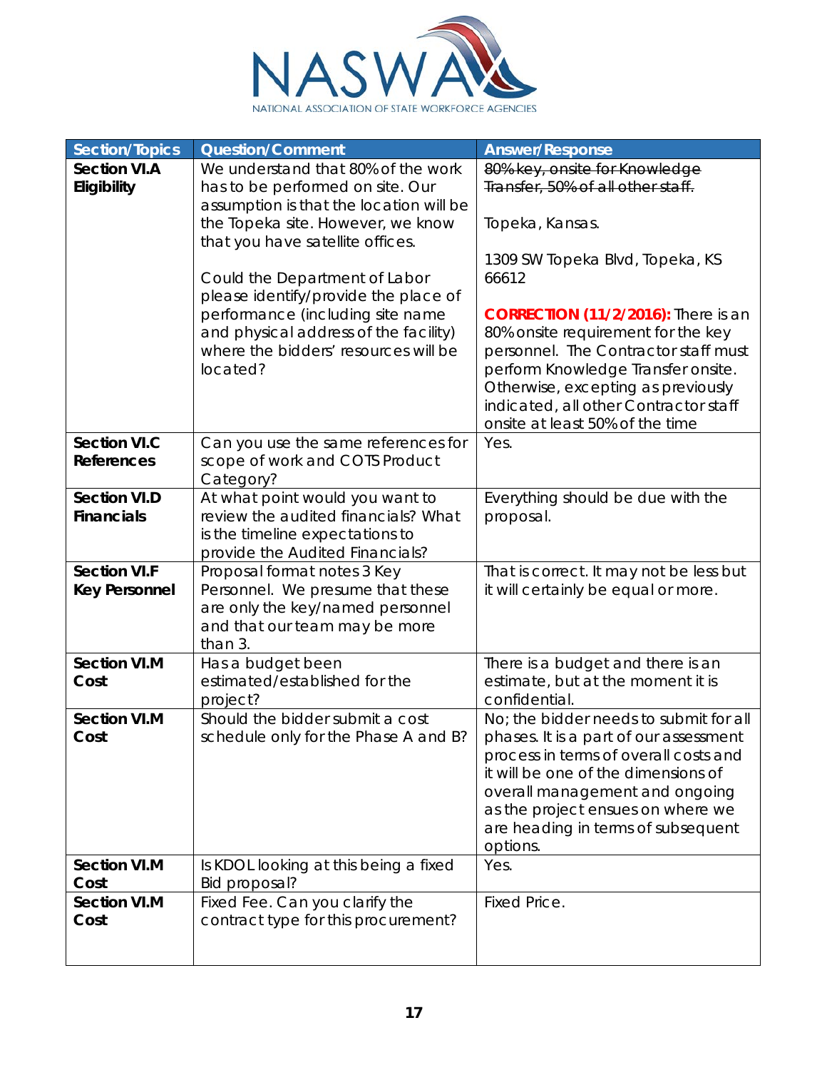| Section/Topics | Question/Comment | Answer/Response |
|---|---|---|
| **Section VI.A Eligibility** | We understand that 80% of the work has to be performed on site. Our assumption is that the location will be the Topeka site. However, we know that you have satellite offices.<br><br>Could the Department of Labor please identify/provide the place of performance (including site name and physical address of the facility) where the bidders' resources will be located? | ~~80% key, onsite for Knowledge Transfer, 50% of all other staff.~~<br><br>Topeka, Kansas.<br><br>1309 SW Topeka Blvd, Topeka, KS 66612<br><br>**CORRECTION (11/2/2016):** There is an 80% onsite requirement for the key personnel. The Contractor staff must perform Knowledge Transfer onsite. Otherwise, excepting as previously indicated, all other Contractor staff onsite at least 50% of the time |
| **Section VI.C References** | Can you use the same references for scope of work and COTS Product Category? | Yes. |
| **Section VI.D Financials** | At what point would you want to review the audited financials? What is the timeline expectations to provide the Audited Financials? | Everything should be due with the proposal. |
| **Section VI.F Key Personnel** | Proposal format notes 3 Key Personnel. We presume that these are only the key/named personnel and that our team may be more than 3. | That is correct. It may not be less but it will certainly be equal or more. |
| **Section VI.M Cost** | Has a budget been estimated/established for the project? | There is a budget and there is an estimate, but at the moment it is confidential. |
| **Section VI.M Cost** | Should the bidder submit a cost schedule only for the Phase A and B? | No; the bidder needs to submit for all phases. It is a part of our assessment process in terms of overall costs and it will be one of the dimensions of overall management and ongoing as the project ensues on where we are heading in terms of subsequent options. |
| **Section VI.M Cost** | Is KDOL looking at this being a fixed Bid proposal? | Yes. |
| **Section VI.M Cost** | Fixed Fee. Can you clarify the contract type for this procurement? | Fixed Price. |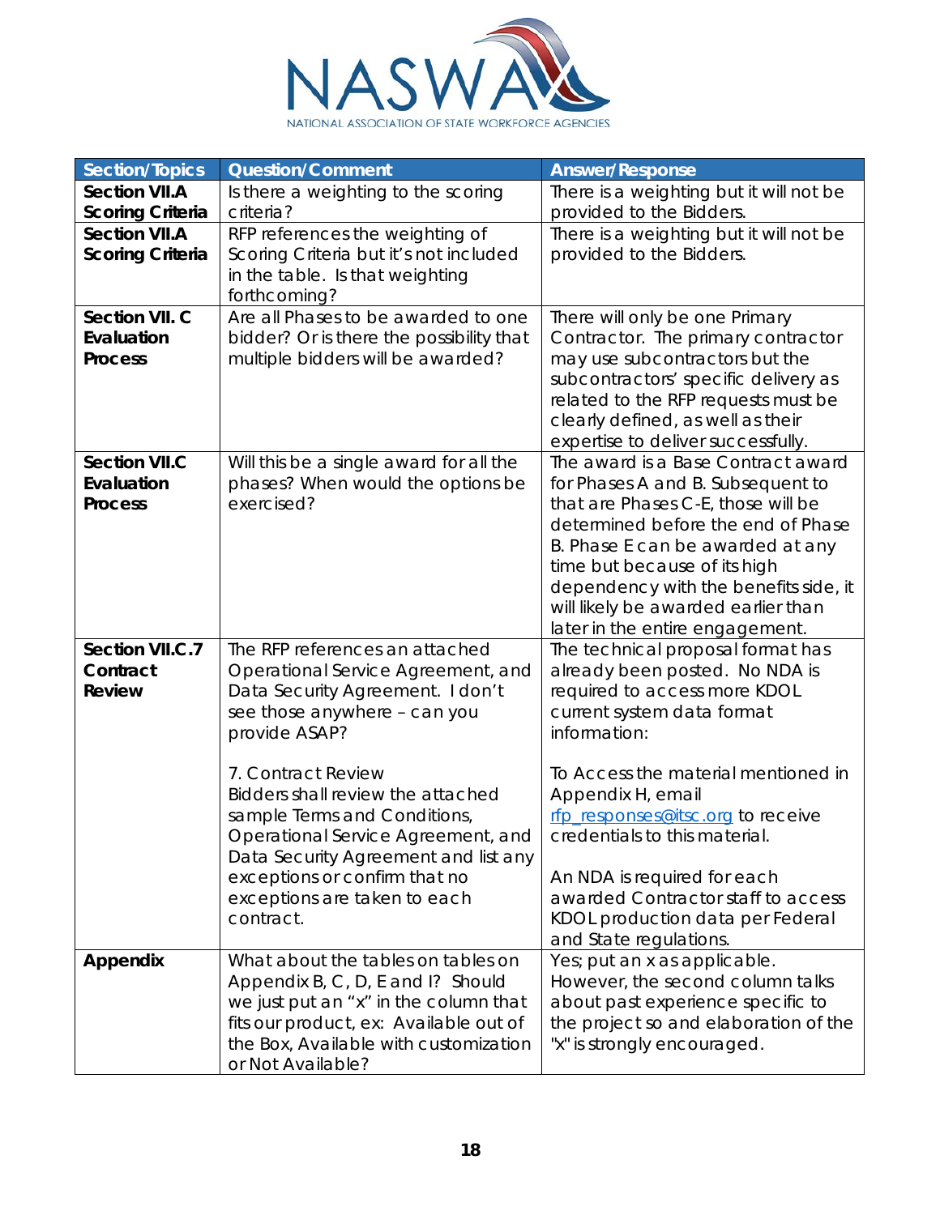| Section/Topics | Question/Comment | Answer/Response |
|---|---|---|
| **Section VII.A Scoring Criteria** | Is there a weighting to the scoring criteria? | There is a weighting but it will not be provided to the Bidders. |
| **Section VII.A Scoring Criteria** | RFP references the weighting of Scoring Criteria but it's not included in the table. Is that weighting forthcoming? | There is a weighting but it will not be provided to the Bidders. |
| **Section VII. C Evaluation Process** | Are all Phases to be awarded to one bidder? Or is there the possibility that multiple bidders will be awarded? | There will only be one Primary Contractor. The primary contractor may use subcontractors but the subcontractors' specific delivery as related to the RFP requests must be clearly defined, as well as their expertise to deliver successfully. |
| **Section VII.C Evaluation Process** | Will this be a single award for all the phases? When would the options be exercised? | The award is a Base Contract award for Phases A and B. Subsequent to that are Phases C-E, those will be determined before the end of Phase B. Phase E can be awarded at any time but because of its high dependency with the benefits side, it will likely be awarded earlier than later in the entire engagement. |
| **Section VII.C.7 Contract Review** | The RFP references an attached Operational Service Agreement, and Data Security Agreement. I don't see those anywhere – can you provide ASAP?<br><br>7. Contract Review<br>Bidders shall review the attached sample Terms and Conditions, Operational Service Agreement, and Data Security Agreement and list any exceptions or confirm that no exceptions are taken to each contract. | The technical proposal format has already been posted. No NDA is required to access more KDOL current system data format information:<br><br>To Access the material mentioned in Appendix H, email rfp_responses@itsc.org to receive credentials to this material.<br><br>An NDA is required for each awarded Contractor staff to access KDOL production data per Federal and State regulations. |
| **Appendix** | What about the tables on tables on Appendix B, C, D, E and I? Should we just put an "x" in the column that fits our product, ex: Available out of the Box, Available with customization or Not Available? | Yes; put an x as applicable. However, the second column talks about past experience specific to the project so and elaboration of the "x" is strongly encouraged. |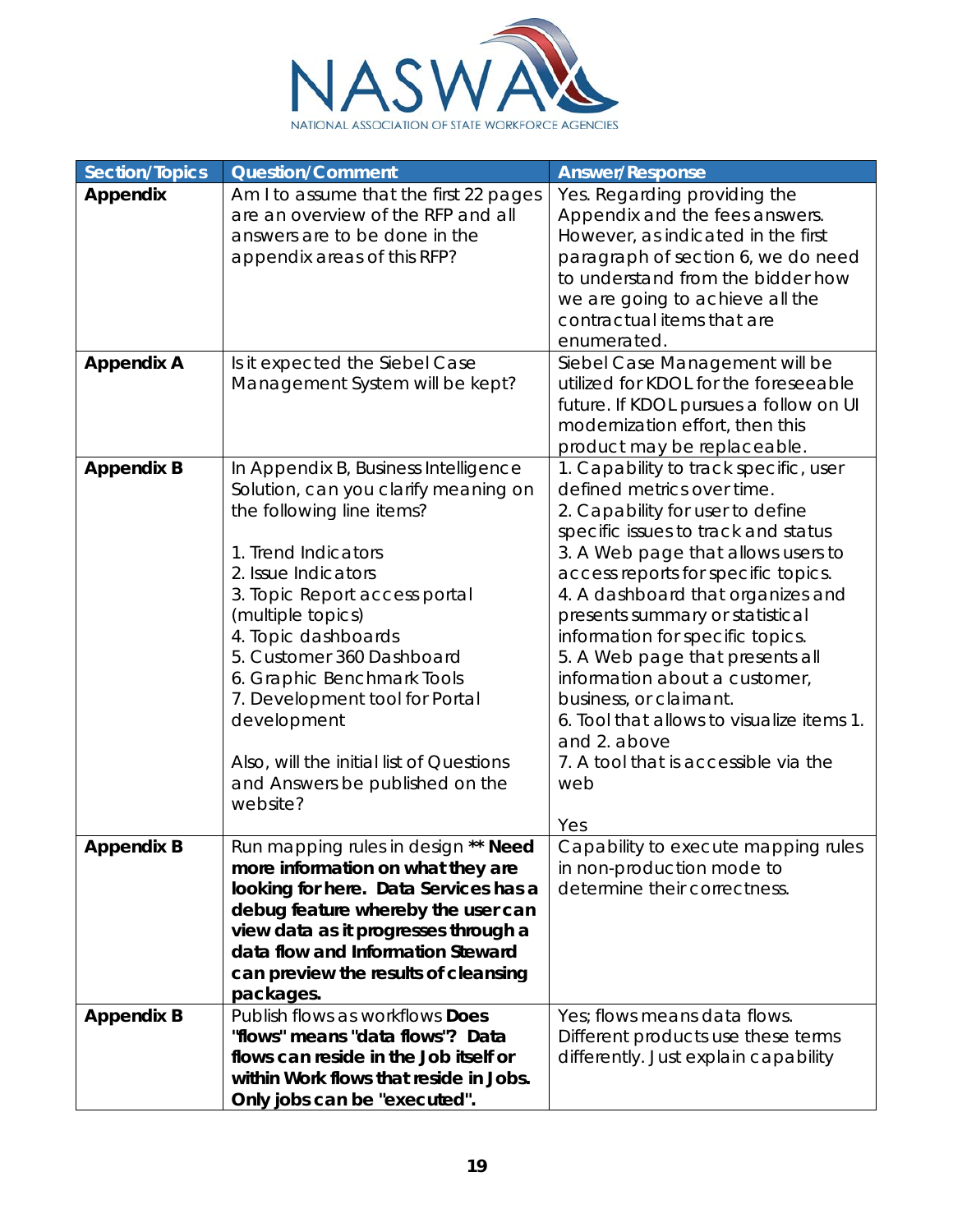| Section/Topics | Question/Comment | Answer/Response |
|---|---|---|
| **Appendix** | Am I to assume that the first 22 pages are an overview of the RFP and all answers are to be done in the appendix areas of this RFP? | Yes. Regarding providing the Appendix and the fees answers. However, as indicated in the first paragraph of section 6, we do need to understand from the bidder how we are going to achieve all the contractual items that are enumerated. |
| **Appendix A** | Is it expected the Siebel Case Management System will be kept? | Siebel Case Management will be utilized for KDOL for the foreseeable future. If KDOL pursues a follow on UI modernization effort, then this product may be replaceable. |
| **Appendix B** | In Appendix B, Business Intelligence Solution, can you clarify meaning on the following line items?<br><br>1. Trend Indicators<br>2. Issue Indicators<br>3. Topic Report access portal (multiple topics)<br>4. Topic dashboards<br>5. Customer 360 Dashboard<br>6. Graphic Benchmark Tools<br>7. Development tool for Portal development<br><br>Also, will the initial list of Questions and Answers be published on the website? | 1. Capability to track specific, user defined metrics over time.<br>2. Capability for user to define specific issues to track and status<br>3. A Web page that allows users to access reports for specific topics.<br>4. A dashboard that organizes and presents summary or statistical information for specific topics.<br>5. A Web page that presents all information about a customer, business, or claimant.<br>6. Tool that allows to visualize items 1. and 2. above<br>7. A tool that is accessible via the web<br><br>Yes |
| **Appendix B** | Run mapping rules in design ** **Need more information on what they are looking for here. Data Services has a debug feature whereby the user can view data as it progresses through a data flow and Information Steward can preview the results of cleansing packages.** | Capability to execute mapping rules in non-production mode to determine their correctness. |
| **Appendix B** | Publish flows as workflows **Does "flows" means "data flows"? Data flows can reside in the Job itself or within Work flows that reside in Jobs. Only jobs can be "executed".** | Yes; flows means data flows. Different products use these terms differently. Just explain capability |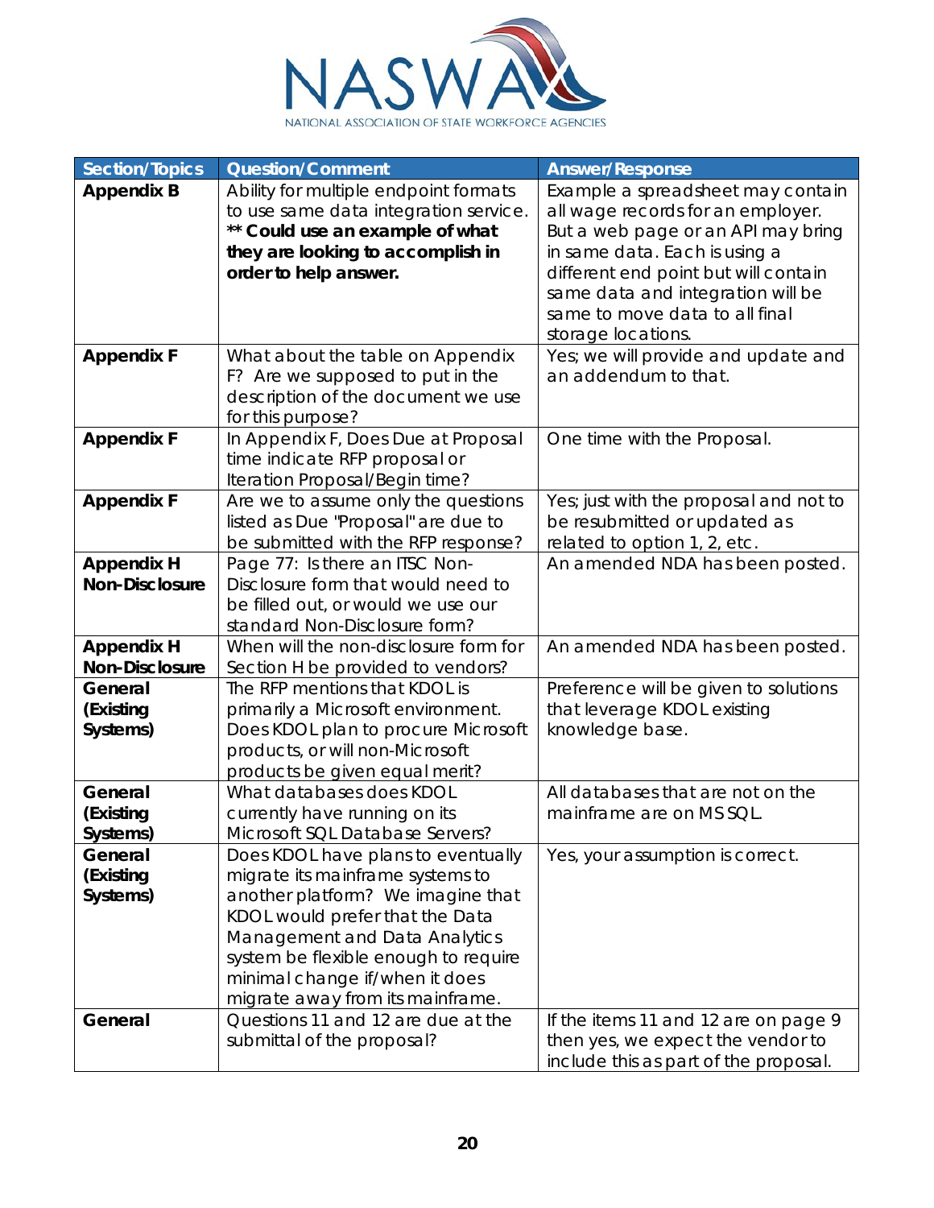| Section/Topics | Question/Comment | Answer/Response |
|---|---|---|
| **Appendix B** | Ability for multiple endpoint formats to use same data integration service. **** Could use an example of what they are looking to accomplish in order to help answer.** | Example a spreadsheet may contain all wage records for an employer. But a web page or an API may bring in same data. Each is using a different end point but will contain same data and integration will be same to move data to all final storage locations. |
| **Appendix F** | What about the table on Appendix F? Are we supposed to put in the description of the document we use for this purpose? | Yes; we will provide and update and an addendum to that. |
| **Appendix F** | In Appendix F, Does Due at Proposal time indicate RFP proposal or Iteration Proposal/Begin time? | One time with the Proposal. |
| **Appendix F** | Are we to assume only the questions listed as Due "Proposal" are due to be submitted with the RFP response? | Yes; just with the proposal and not to be resubmitted or updated as related to option 1, 2, etc. |
| **Appendix H Non-Disclosure** | Page 77: Is there an ITSC Non-Disclosure form that would need to be filled out, or would we use our standard Non-Disclosure form? | An amended NDA has been posted. |
| **Appendix H Non-Disclosure** | When will the non-disclosure form for Section H be provided to vendors? | An amended NDA has been posted. |
| **General (Existing Systems)** | The RFP mentions that KDOL is primarily a Microsoft environment. Does KDOL plan to procure Microsoft products, or will non-Microsoft products be given equal merit? | Preference will be given to solutions that leverage KDOL existing knowledge base. |
| **General (Existing Systems)** | What databases does KDOL currently have running on its Microsoft SQL Database Servers? | All databases that are not on the mainframe are on MS SQL. |
| **General (Existing Systems)** | Does KDOL have plans to eventually migrate its mainframe systems to another platform? We imagine that KDOL would prefer that the Data Management and Data Analytics system be flexible enough to require minimal change if/when it does migrate away from its mainframe. | Yes, your assumption is correct. |
| **General** | Questions 11 and 12 are due at the submittal of the proposal? | If the items 11 and 12 are on page 9 then yes, we expect the vendor to include this as part of the proposal. |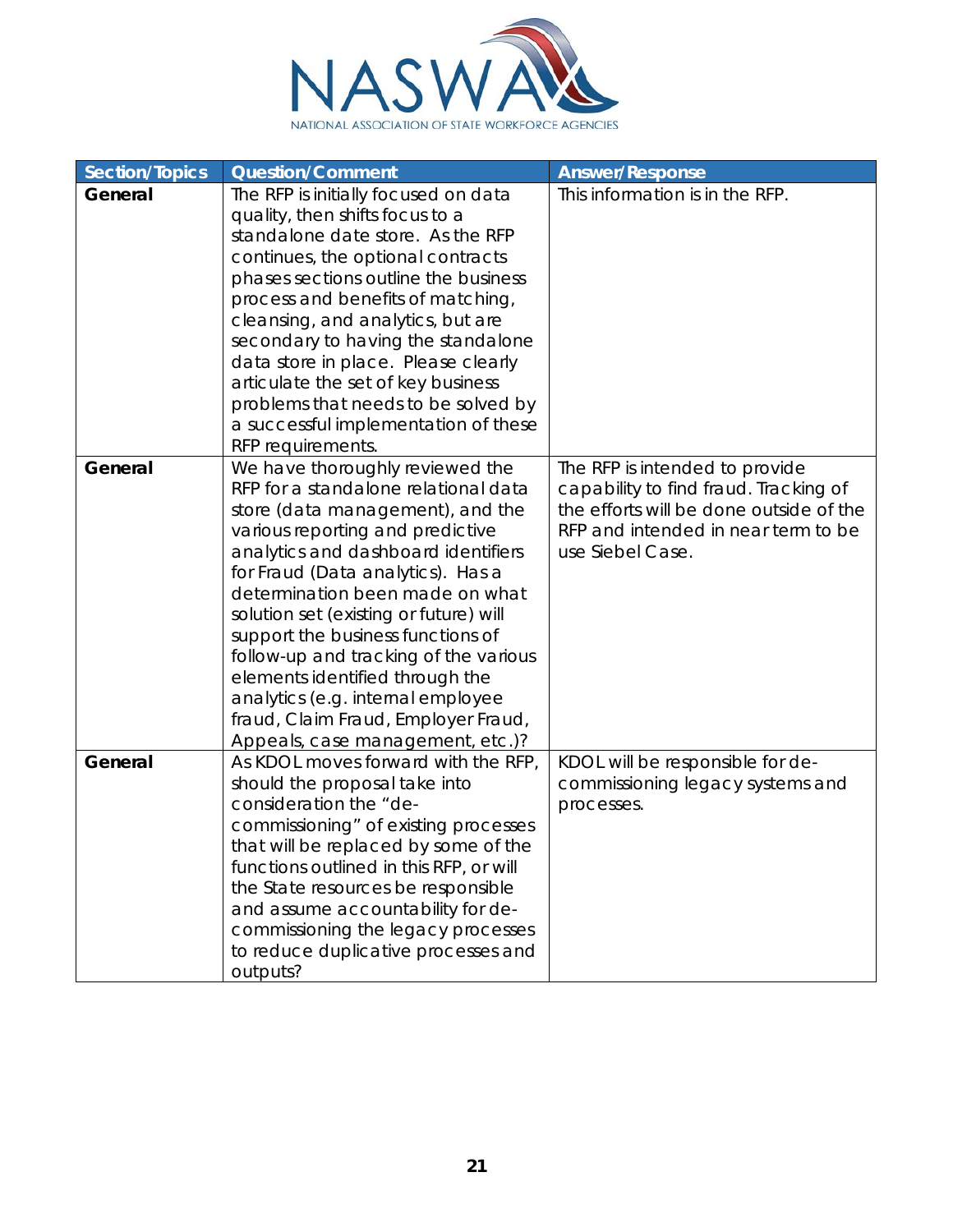| Section/Topics | Question/Comment | Answer/Response |
|---|---|---|
| **General** | The RFP is initially focused on data quality, then shifts focus to a standalone date store. As the RFP continues, the optional contracts phases sections outline the business process and benefits of matching, cleansing, and analytics, but are secondary to having the standalone data store in place. Please clearly articulate the set of key business problems that needs to be solved by a successful implementation of these RFP requirements. | This information is in the RFP. |
| **General** | We have thoroughly reviewed the RFP for a standalone relational data store (data management), and the various reporting and predictive analytics and dashboard identifiers for Fraud (Data analytics). Has a determination been made on what solution set (existing or future) will support the business functions of follow-up and tracking of the various elements identified through the analytics (e.g. internal employee fraud, Claim Fraud, Employer Fraud, Appeals, case management, etc.)? | The RFP is intended to provide capability to find fraud. Tracking of the efforts will be done outside of the RFP and intended in near term to be use Siebel Case. |
| **General** | As KDOL moves forward with the RFP, should the proposal take into consideration the "de-commissioning" of existing processes that will be replaced by some of the functions outlined in this RFP, or will the State resources be responsible and assume accountability for de-commissioning the legacy processes to reduce duplicative processes and outputs? | KDOL will be responsible for de-commissioning legacy systems and processes. |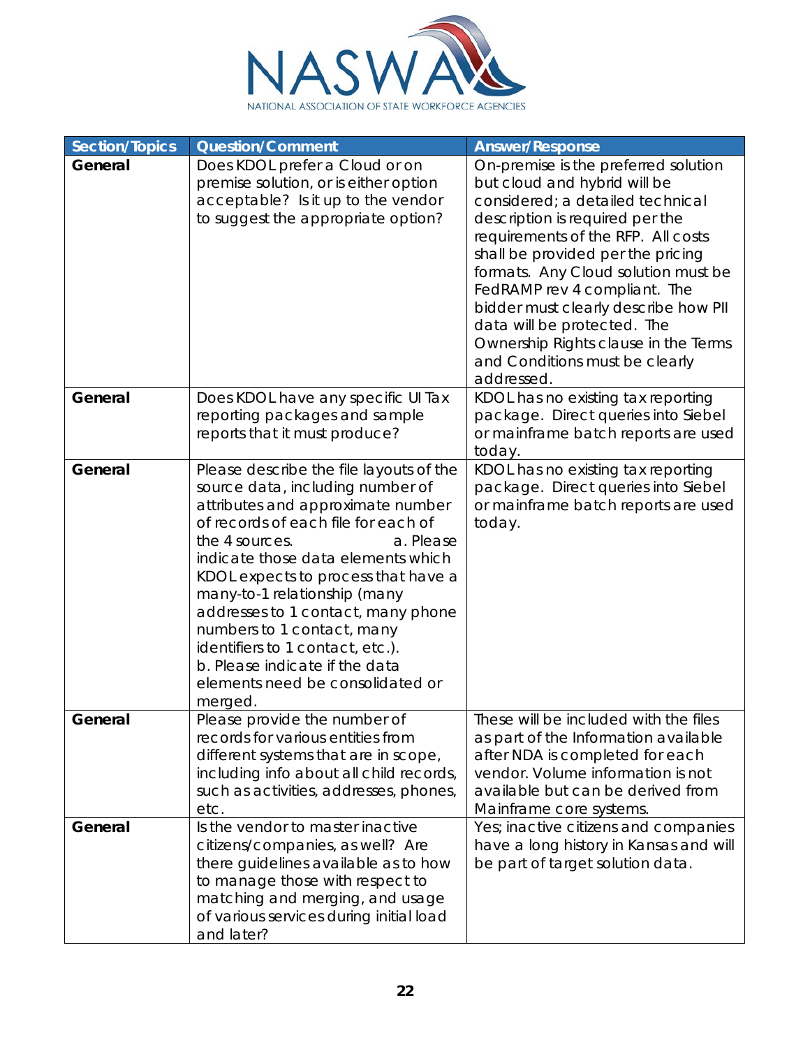| Section/Topics | Question/Comment | Answer/Response |
|---|---|---|
| **General** | Does KDOL prefer a Cloud or on premise solution, or is either option acceptable? Is it up to the vendor to suggest the appropriate option? | On-premise is the preferred solution but cloud and hybrid will be considered; a detailed technical description is required per the requirements of the RFP. All costs shall be provided per the pricing formats. Any Cloud solution must be FedRAMP rev 4 compliant. The bidder must clearly describe how PII data will be protected. The Ownership Rights clause in the Terms and Conditions must be clearly addressed. |
| **General** | Does KDOL have any specific UI Tax reporting packages and sample reports that it must produce? | KDOL has no existing tax reporting package. Direct queries into Siebel or mainframe batch reports are used today. |
| **General** | Please describe the file layouts of the source data, including number of attributes and approximate number of records of each file for each of the 4 sources. a. Please indicate those data elements which KDOL expects to process that have a many-to-1 relationship (many addresses to 1 contact, many phone numbers to 1 contact, many identifiers to 1 contact, etc.). b. Please indicate if the data elements need be consolidated or merged. | KDOL has no existing tax reporting package. Direct queries into Siebel or mainframe batch reports are used today. |
| **General** | Please provide the number of records for various entities from different systems that are in scope, including info about all child records, such as activities, addresses, phones, etc. | These will be included with the files as part of the Information available after NDA is completed for each vendor. Volume information is not available but can be derived from Mainframe core systems. |
| **General** | Is the vendor to master inactive citizens/companies, as well? Are there guidelines available as to how to manage those with respect to matching and merging, and usage of various services during initial load and later? | Yes; inactive citizens and companies have a long history in Kansas and will be part of target solution data. |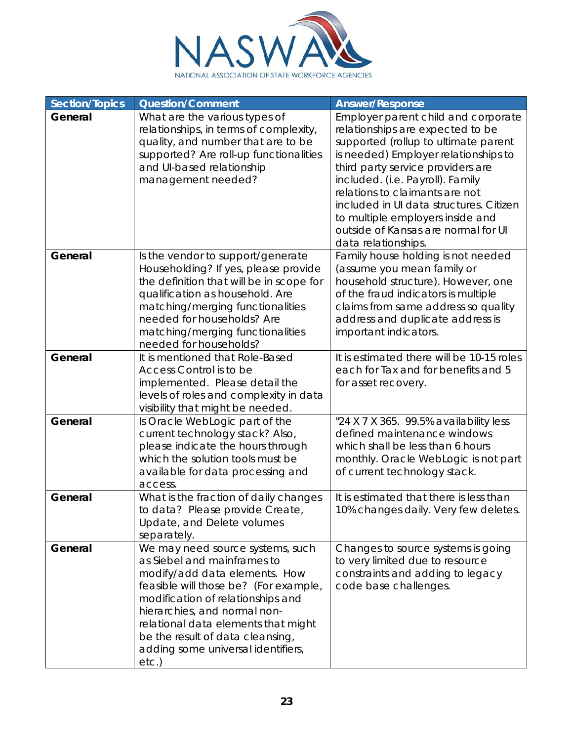| Section/Topics | Question/Comment | Answer/Response |
|---|---|---|
| **General** | What are the various types of relationships, in terms of complexity, quality, and number that are to be supported? Are roll-up functionalities and UI-based relationship management needed? | Employer parent child and corporate relationships are expected to be supported (rollup to ultimate parent is needed) Employer relationships to third party service providers are included. (i.e. Payroll). Family relations to claimants are not included in UI data structures. Citizen to multiple employers inside and outside of Kansas are normal for UI data relationships. |
| **General** | Is the vendor to support/generate Householding? If yes, please provide the definition that will be in scope for qualification as household. Are matching/merging functionalities needed for households? Are matching/merging functionalities needed for households? | Family house holding is not needed (assume you mean family or household structure). However, one of the fraud indicators is multiple claims from same address so quality address and duplicate address is important indicators. |
| **General** | It is mentioned that Role-Based Access Control is to be implemented. Please detail the levels of roles and complexity in data visibility that might be needed. | It is estimated there will be 10-15 roles each for Tax and for benefits and 5 for asset recovery. |
| **General** | Is Oracle WebLogic part of the current technology stack? Also, please indicate the hours through which the solution tools must be available for data processing and access. | "24 X 7 X 365. 99.5% availability less defined maintenance windows which shall be less than 6 hours monthly. Oracle WebLogic is not part of current technology stack. |
| **General** | What is the fraction of daily changes to data? Please provide Create, Update, and Delete volumes separately. | It is estimated that there is less than 10% changes daily. Very few deletes. |
| **General** | We may need source systems, such as Siebel and mainframes to modify/add data elements. How feasible will those be? (For example, modification of relationships and hierarchies, and normal non-relational data elements that might be the result of data cleansing, adding some universal identifiers, etc.) | Changes to source systems is going to very limited due to resource constraints and adding to legacy code base challenges. |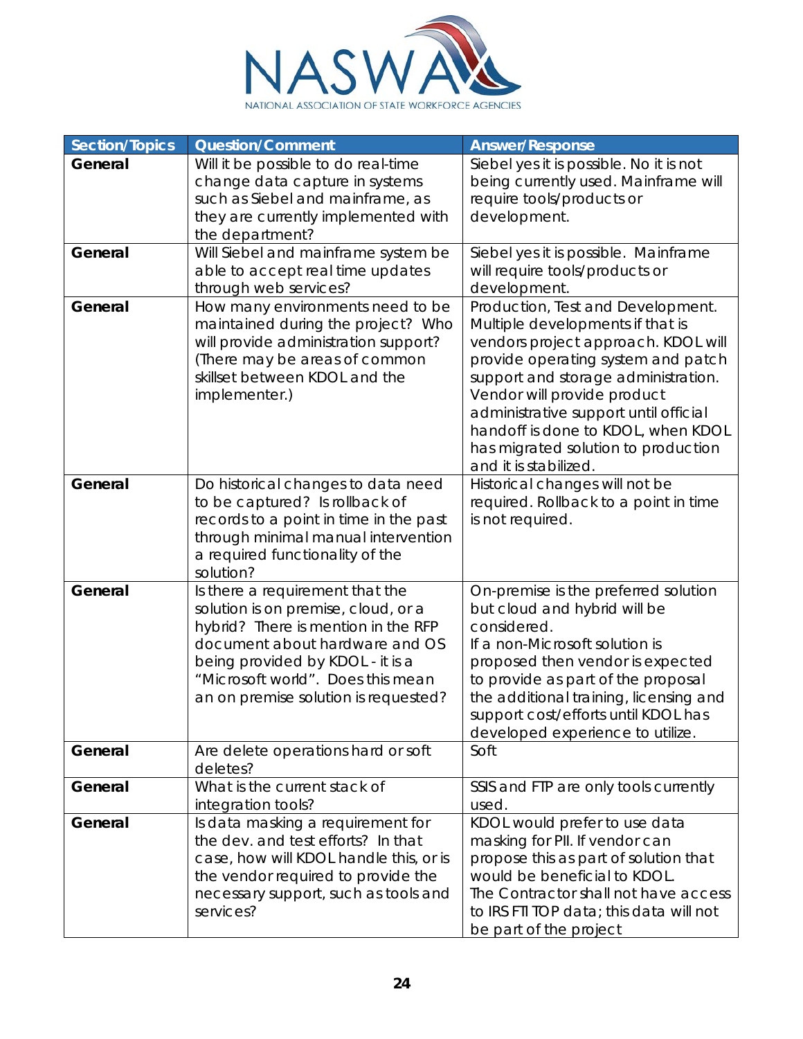| Section/Topics | Question/Comment | Answer/Response |
|---|---|---|
| **General** | Will it be possible to do real-time change data capture in systems such as Siebel and mainframe, as they are currently implemented with the department? | Siebel yes it is possible. No it is not being currently used. Mainframe will require tools/products or development. |
| **General** | Will Siebel and mainframe system be able to accept real time updates through web services? | Siebel yes it is possible. Mainframe will require tools/products or development. |
| **General** | How many environments need to be maintained during the project? Who will provide administration support? (There may be areas of common skillset between KDOL and the implementer.) | Production, Test and Development. Multiple developments if that is vendors project approach. KDOL will provide operating system and patch support and storage administration. Vendor will provide product administrative support until official handoff is done to KDOL, when KDOL has migrated solution to production and it is stabilized. |
| **General** | Do historical changes to data need to be captured? Is rollback of records to a point in time in the past through minimal manual intervention a required functionality of the solution? | Historical changes will not be required. Rollback to a point in time is not required. |
| **General** | Is there a requirement that the solution is on premise, cloud, or a hybrid? There is mention in the RFP document about hardware and OS being provided by KDOL - it is a "Microsoft world". Does this mean an on premise solution is requested? | On-premise is the preferred solution but cloud and hybrid will be considered.<br>If a non-Microsoft solution is proposed then vendor is expected to provide as part of the proposal the additional training, licensing and support cost/efforts until KDOL has developed experience to utilize. |
| **General** | Are delete operations hard or soft deletes? | Soft |
| **General** | What is the current stack of integration tools? | SSIS and FTP are only tools currently used. |
| **General** | Is data masking a requirement for the dev. and test efforts? In that case, how will KDOL handle this, or is the vendor required to provide the necessary support, such as tools and services? | KDOL would prefer to use data masking for PII. If vendor can propose this as part of solution that would be beneficial to KDOL.<br>The Contractor shall not have access to IRS FTI TOP data; this data will not be part of the project |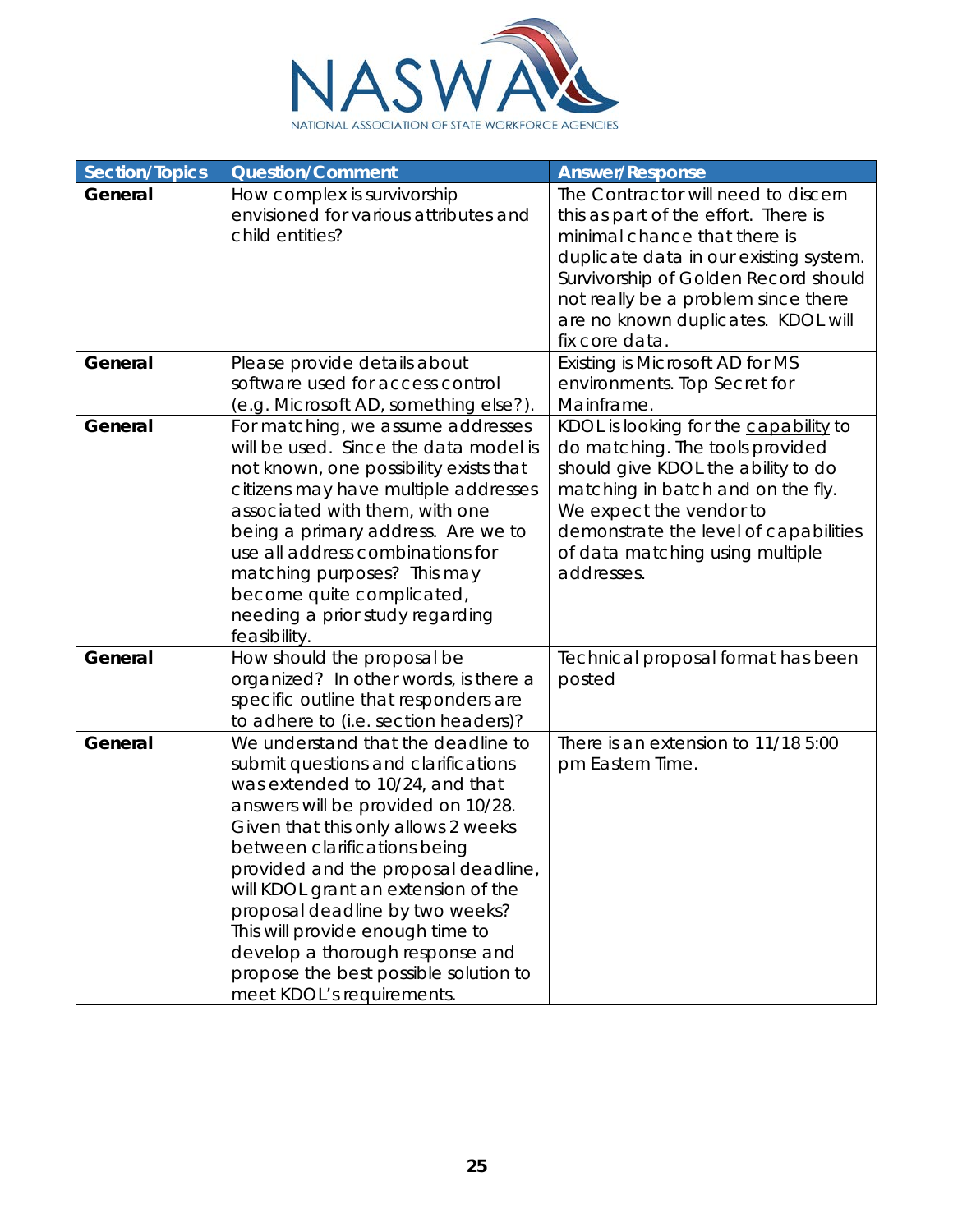| Section/Topics | Question/Comment | Answer/Response |
|---|---|---|
| **General** | How complex is survivorship envisioned for various attributes and child entities? | The Contractor will need to discern this as part of the effort. There is minimal chance that there is duplicate data in our existing system. Survivorship of Golden Record should not really be a problem since there are no known duplicates. KDOL will fix core data. |
| **General** | Please provide details about software used for access control (e.g. Microsoft AD, something else?). | Existing is Microsoft AD for MS environments. Top Secret for Mainframe. |
| **General** | For matching, we assume addresses will be used. Since the data model is not known, one possibility exists that citizens may have multiple addresses associated with them, with one being a primary address. Are we to use all address combinations for matching purposes? This may become quite complicated, needing a prior study regarding feasibility. | KDOL is looking for the <u>capability</u> to do matching. The tools provided should give KDOL the ability to do matching in batch and on the fly. We expect the vendor to demonstrate the level of capabilities of data matching using multiple addresses. |
| **General** | How should the proposal be organized? In other words, is there a specific outline that responders are to adhere to (i.e. section headers)? | Technical proposal format has been posted |
| **General** | We understand that the deadline to submit questions and clarifications was extended to 10/24, and that answers will be provided on 10/28. Given that this only allows 2 weeks between clarifications being provided and the proposal deadline, will KDOL grant an extension of the proposal deadline by two weeks? This will provide enough time to develop a thorough response and propose the best possible solution to meet KDOL's requirements. | There is an extension to 11/18 5:00 pm Eastern Time. |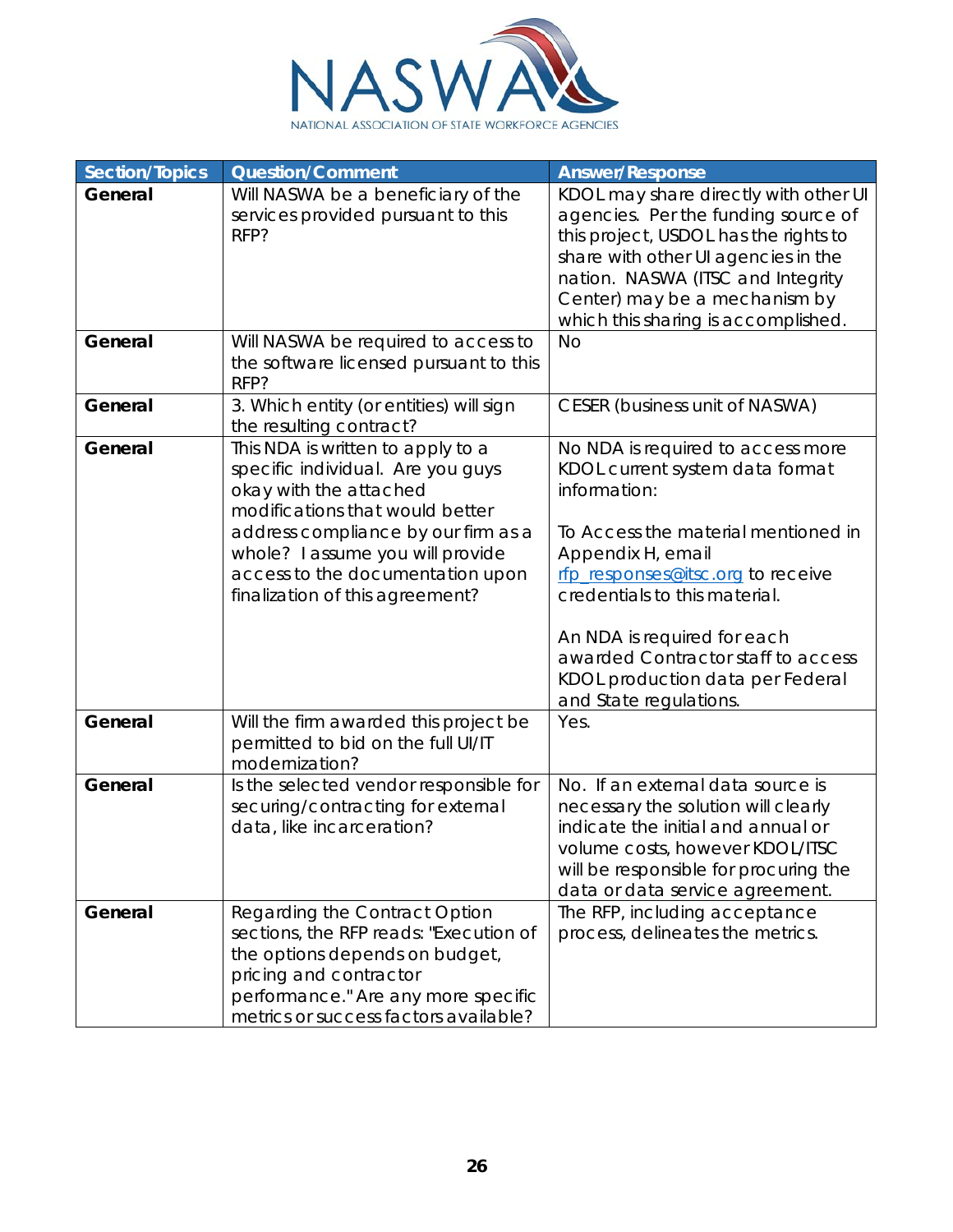| Section/Topics | Question/Comment | Answer/Response |
|---|---|---|
| **General** | Will NASWA be a beneficiary of the services provided pursuant to this RFP? | KDOL may share directly with other UI agencies. Per the funding source of this project, USDOL has the rights to share with other UI agencies in the nation. NASWA (ITSC and Integrity Center) may be a mechanism by which this sharing is accomplished. |
| **General** | Will NASWA be required to access to the software licensed pursuant to this RFP? | No |
| **General** | 3. Which entity (or entities) will sign the resulting contract? | CESER (business unit of NASWA) |
| **General** | This NDA is written to apply to a specific individual. Are you guys okay with the attached modifications that would better address compliance by our firm as a whole? I assume you will provide access to the documentation upon finalization of this agreement? | No NDA is required to access more KDOL current system data format information:<br><br>To Access the material mentioned in Appendix H, email rfp_responses@itsc.org to receive credentials to this material.<br><br>An NDA is required for each awarded Contractor staff to access KDOL production data per Federal and State regulations. |
| **General** | Will the firm awarded this project be permitted to bid on the full UI/IT modernization? | Yes. |
| **General** | Is the selected vendor responsible for securing/contracting for external data, like incarceration? | No. If an external data source is necessary the solution will clearly indicate the initial and annual or volume costs, however KDOL/ITSC will be responsible for procuring the data or data service agreement. |
| **General** | Regarding the Contract Option sections, the RFP reads: "Execution of the options depends on budget, pricing and contractor performance." Are any more specific metrics or success factors available? | The RFP, including acceptance process, delineates the metrics. |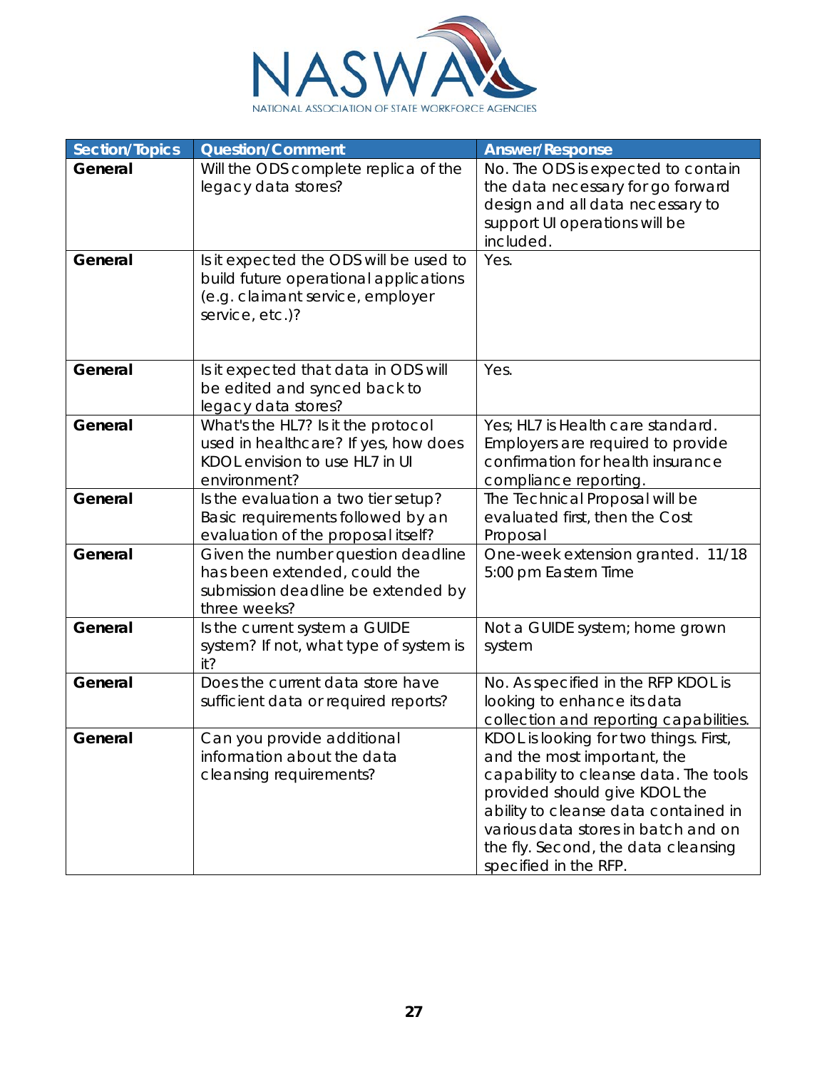| Section/Topics | Question/Comment | Answer/Response |
|---|---|---|
| **General** | Will the ODS complete replica of the legacy data stores? | No. The ODS is expected to contain the data necessary for go forward design and all data necessary to support UI operations will be included. |
| **General** | Is it expected the ODS will be used to build future operational applications (e.g. claimant service, employer service, etc.)? | Yes. |
| **General** | Is it expected that data in ODS will be edited and synced back to legacy data stores? | Yes. |
| **General** | What's the HL7? Is it the protocol used in healthcare? If yes, how does KDOL envision to use HL7 in UI environment? | Yes; HL7 is Health care standard. Employers are required to provide confirmation for health insurance compliance reporting. |
| **General** | Is the evaluation a two tier setup? Basic requirements followed by an evaluation of the proposal itself? | The Technical Proposal will be evaluated first, then the Cost Proposal |
| **General** | Given the number question deadline has been extended, could the submission deadline be extended by three weeks? | One-week extension granted. 11/18 5:00 pm Eastern Time |
| **General** | Is the current system a GUIDE system? If not, what type of system is it? | Not a GUIDE system; home grown system |
| **General** | Does the current data store have sufficient data or required reports? | No. As specified in the RFP KDOL is looking to enhance its data collection and reporting capabilities. |
| **General** | Can you provide additional information about the data cleansing requirements? | KDOL is looking for two things. First, and the most important, the capability to cleanse data. The tools provided should give KDOL the ability to cleanse data contained in various data stores in batch and on the fly. Second, the data cleansing specified in the RFP. |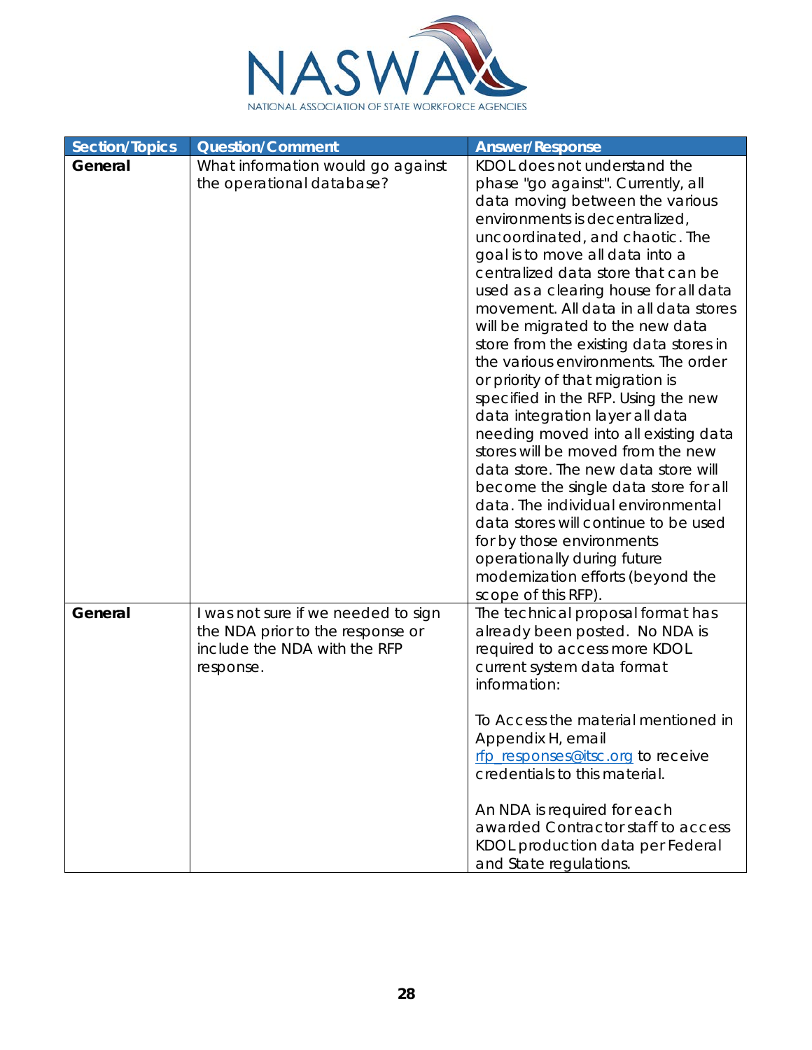| Section/Topics | Question/Comment | Answer/Response |
| --- | --- | --- |
| **General** | What information would go against the operational database? | KDOL does not understand the phase "go against". Currently, all data moving between the various environments is decentralized, uncoordinated, and chaotic. The goal is to move all data into a centralized data store that can be used as a clearing house for all data movement. All data in all data stores will be migrated to the new data store from the existing data stores in the various environments. The order or priority of that migration is specified in the RFP. Using the new data integration layer all data needing moved into all existing data stores will be moved from the new data store. The new data store will become the single data store for all data. The individual environmental data stores will continue to be used for by those environments operationally during future modernization efforts (beyond the scope of this RFP). |
| **General** | I was not sure if we needed to sign the NDA prior to the response or include the NDA with the RFP response. | The technical proposal format has already been posted. No NDA is required to access more KDOL current system data format information:<br><br>To Access the material mentioned in Appendix H, email rfp_responses@itsc.org to receive credentials to this material.<br><br>An NDA is required for each awarded Contractor staff to access KDOL production data per Federal and State regulations. |